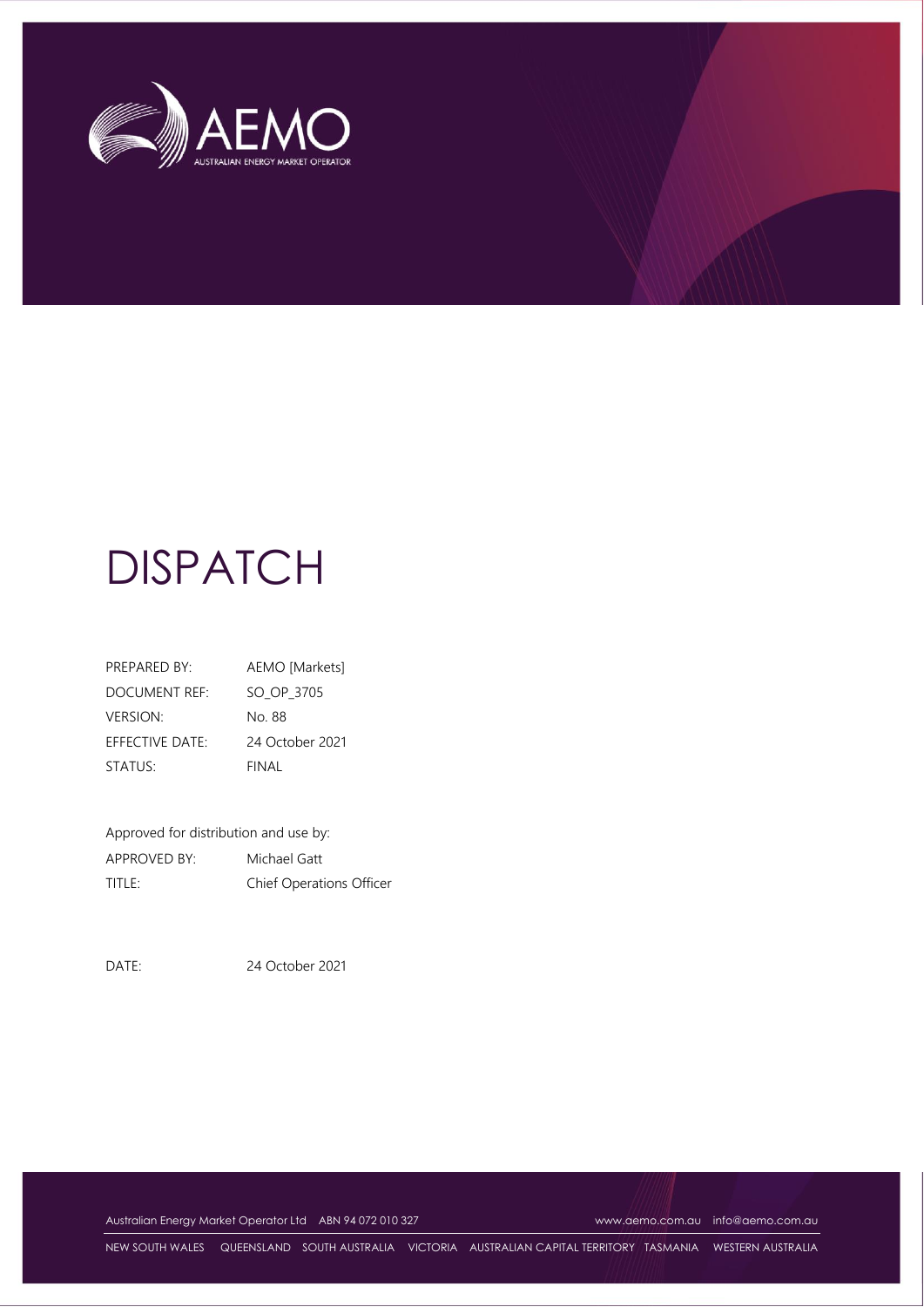AEMO

AUSTRALIAN ENERGY MARKET OPERATOR

# DISPATCH

| | |
|---|---|
| PREPARED BY: | AEMO [Markets] |
| DOCUMENT REF: | SO_OP_3705 |
| VERSION: | No. 88 |
| EFFECTIVE DATE: | 24 October 2021 |
| STATUS: | FINAL |

Approved for distribution and use by:

| | |
|---|---|
| APPROVED BY: | Michael Gatt |
| TITLE: | Chief Operations Officer |

| | |
|---|---|
| DATE: | 24 October 2021 |

Australian Energy Market Operator Ltd ABN 94 072 010 327 www.aemo.com.au info@aemo.com.au

NEW SOUTH WALES QUEENSLAND SOUTH AUSTRALIA VICTORIA AUSTRALIAN CAPITAL TERRITORY TASMANIA WESTERN AUSTRALIA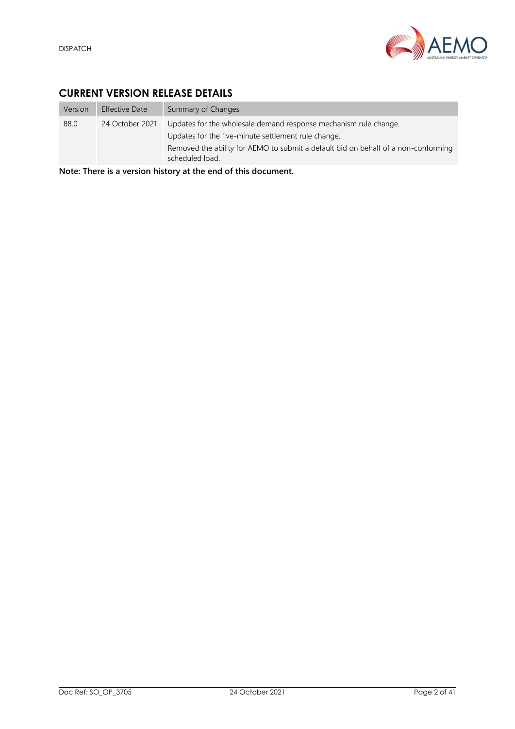## CURRENT VERSION RELEASE DETAILS

| Version | Effective Date | Summary of Changes |
| --- | --- | --- |
| 88.0 | 24 October 2021 | Updates for the wholesale demand response mechanism rule change.<br>Updates for the five-minute settlement rule change.<br>Removed the ability for AEMO to submit a default bid on behalf of a non-conforming scheduled load. |

**Note: There is a version history at the end of this document.**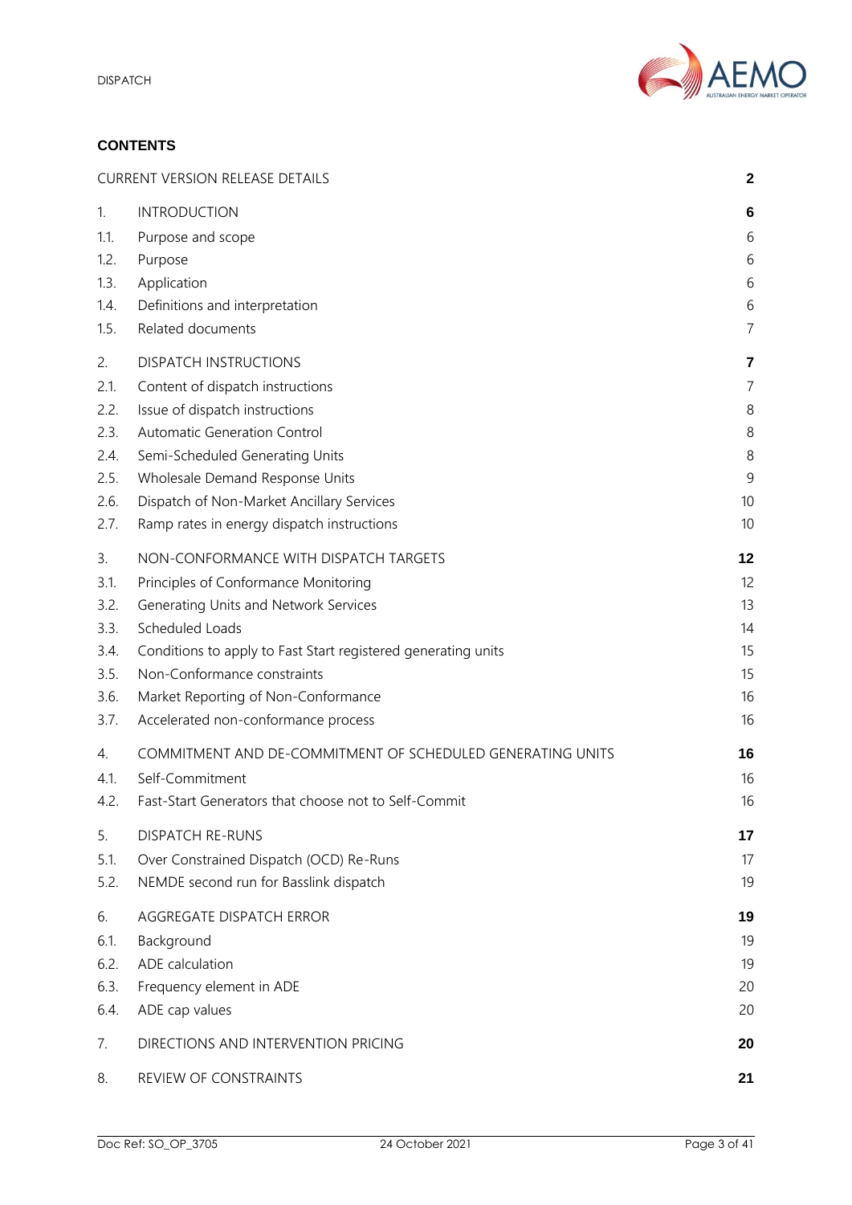**CONTENTS**

| | | |
|---|---|---|
| CURRENT VERSION RELEASE DETAILS | | **2** |
| 1. | INTRODUCTION | **6** |
| 1.1. | Purpose and scope | 6 |
| 1.2. | Purpose | 6 |
| 1.3. | Application | 6 |
| 1.4. | Definitions and interpretation | 6 |
| 1.5. | Related documents | 7 |
| 2. | DISPATCH INSTRUCTIONS | **7** |
| 2.1. | Content of dispatch instructions | 7 |
| 2.2. | Issue of dispatch instructions | 8 |
| 2.3. | Automatic Generation Control | 8 |
| 2.4. | Semi-Scheduled Generating Units | 8 |
| 2.5. | Wholesale Demand Response Units | 9 |
| 2.6. | Dispatch of Non-Market Ancillary Services | 10 |
| 2.7. | Ramp rates in energy dispatch instructions | 10 |
| 3. | NON-CONFORMANCE WITH DISPATCH TARGETS | **12** |
| 3.1. | Principles of Conformance Monitoring | 12 |
| 3.2. | Generating Units and Network Services | 13 |
| 3.3. | Scheduled Loads | 14 |
| 3.4. | Conditions to apply to Fast Start registered generating units | 15 |
| 3.5. | Non-Conformance constraints | 15 |
| 3.6. | Market Reporting of Non-Conformance | 16 |
| 3.7. | Accelerated non-conformance process | 16 |
| 4. | COMMITMENT AND DE-COMMITMENT OF SCHEDULED GENERATING UNITS | **16** |
| 4.1. | Self-Commitment | 16 |
| 4.2. | Fast-Start Generators that choose not to Self-Commit | 16 |
| 5. | DISPATCH RE-RUNS | **17** |
| 5.1. | Over Constrained Dispatch (OCD) Re-Runs | 17 |
| 5.2. | NEMDE second run for Basslink dispatch | 19 |
| 6. | AGGREGATE DISPATCH ERROR | **19** |
| 6.1. | Background | 19 |
| 6.2. | ADE calculation | 19 |
| 6.3. | Frequency element in ADE | 20 |
| 6.4. | ADE cap values | 20 |
| 7. | DIRECTIONS AND INTERVENTION PRICING | **20** |
| 8. | REVIEW OF CONSTRAINTS | **21** |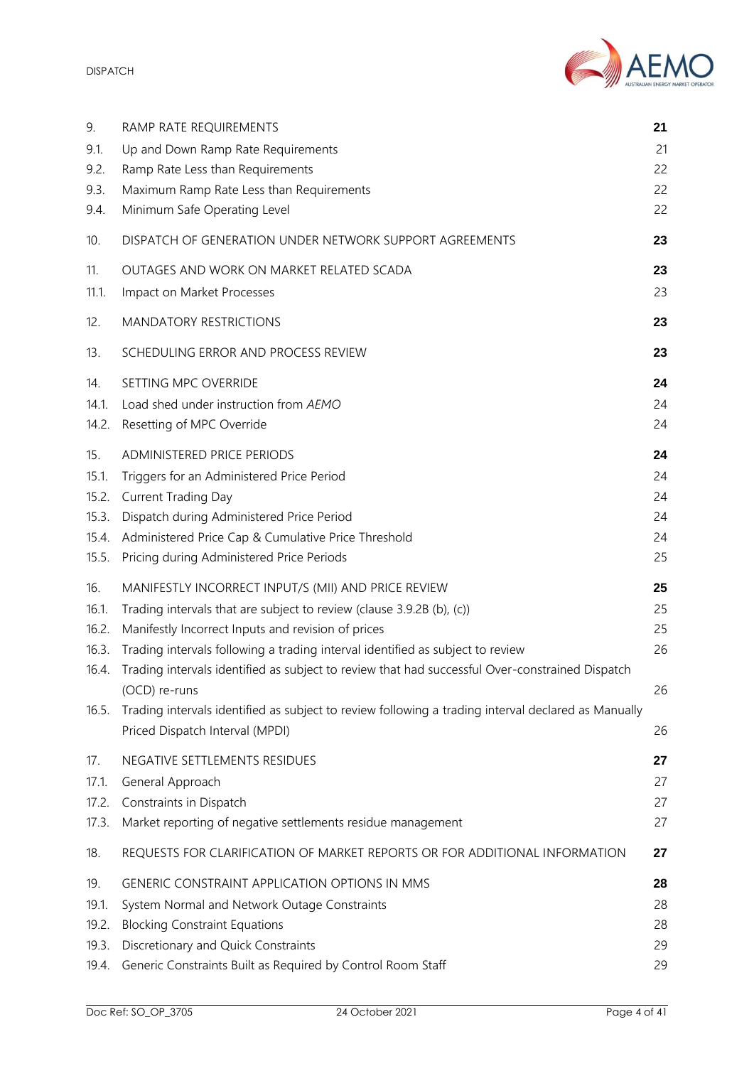| | | |
|---|---|---|
| 9. | RAMP RATE REQUIREMENTS | **21** |
| 9.1. | Up and Down Ramp Rate Requirements | 21 |
| 9.2. | Ramp Rate Less than Requirements | 22 |
| 9.3. | Maximum Ramp Rate Less than Requirements | 22 |
| 9.4. | Minimum Safe Operating Level | 22 |
| 10. | DISPATCH OF GENERATION UNDER NETWORK SUPPORT AGREEMENTS | **23** |
| 11. | OUTAGES AND WORK ON MARKET RELATED SCADA | **23** |
| 11.1. | Impact on Market Processes | 23 |
| 12. | MANDATORY RESTRICTIONS | **23** |
| 13. | SCHEDULING ERROR AND PROCESS REVIEW | **23** |
| 14. | SETTING MPC OVERRIDE | **24** |
| 14.1. | Load shed under instruction from *AEMO* | 24 |
| 14.2. | Resetting of MPC Override | 24 |
| 15. | ADMINISTERED PRICE PERIODS | **24** |
| 15.1. | Triggers for an Administered Price Period | 24 |
| 15.2. | Current Trading Day | 24 |
| 15.3. | Dispatch during Administered Price Period | 24 |
| 15.4. | Administered Price Cap & Cumulative Price Threshold | 24 |
| 15.5. | Pricing during Administered Price Periods | 25 |
| 16. | MANIFESTLY INCORRECT INPUT/S (MII) AND PRICE REVIEW | **25** |
| 16.1. | Trading intervals that are subject to review (clause 3.9.2B (b), (c)) | 25 |
| 16.2. | Manifestly Incorrect Inputs and revision of prices | 25 |
| 16.3. | Trading intervals following a trading interval identified as subject to review | 26 |
| 16.4. | Trading intervals identified as subject to review that had successful Over-constrained Dispatch (OCD) re-runs | 26 |
| 16.5. | Trading intervals identified as subject to review following a trading interval declared as Manually Priced Dispatch Interval (MPDI) | 26 |
| 17. | NEGATIVE SETTLEMENTS RESIDUES | **27** |
| 17.1. | General Approach | 27 |
| 17.2. | Constraints in Dispatch | 27 |
| 17.3. | Market reporting of negative settlements residue management | 27 |
| 18. | REQUESTS FOR CLARIFICATION OF MARKET REPORTS OR FOR ADDITIONAL INFORMATION | **27** |
| 19. | GENERIC CONSTRAINT APPLICATION OPTIONS IN MMS | **28** |
| 19.1. | System Normal and Network Outage Constraints | 28 |
| 19.2. | Blocking Constraint Equations | 28 |
| 19.3. | Discretionary and Quick Constraints | 29 |
| 19.4. | Generic Constraints Built as Required by Control Room Staff | 29 |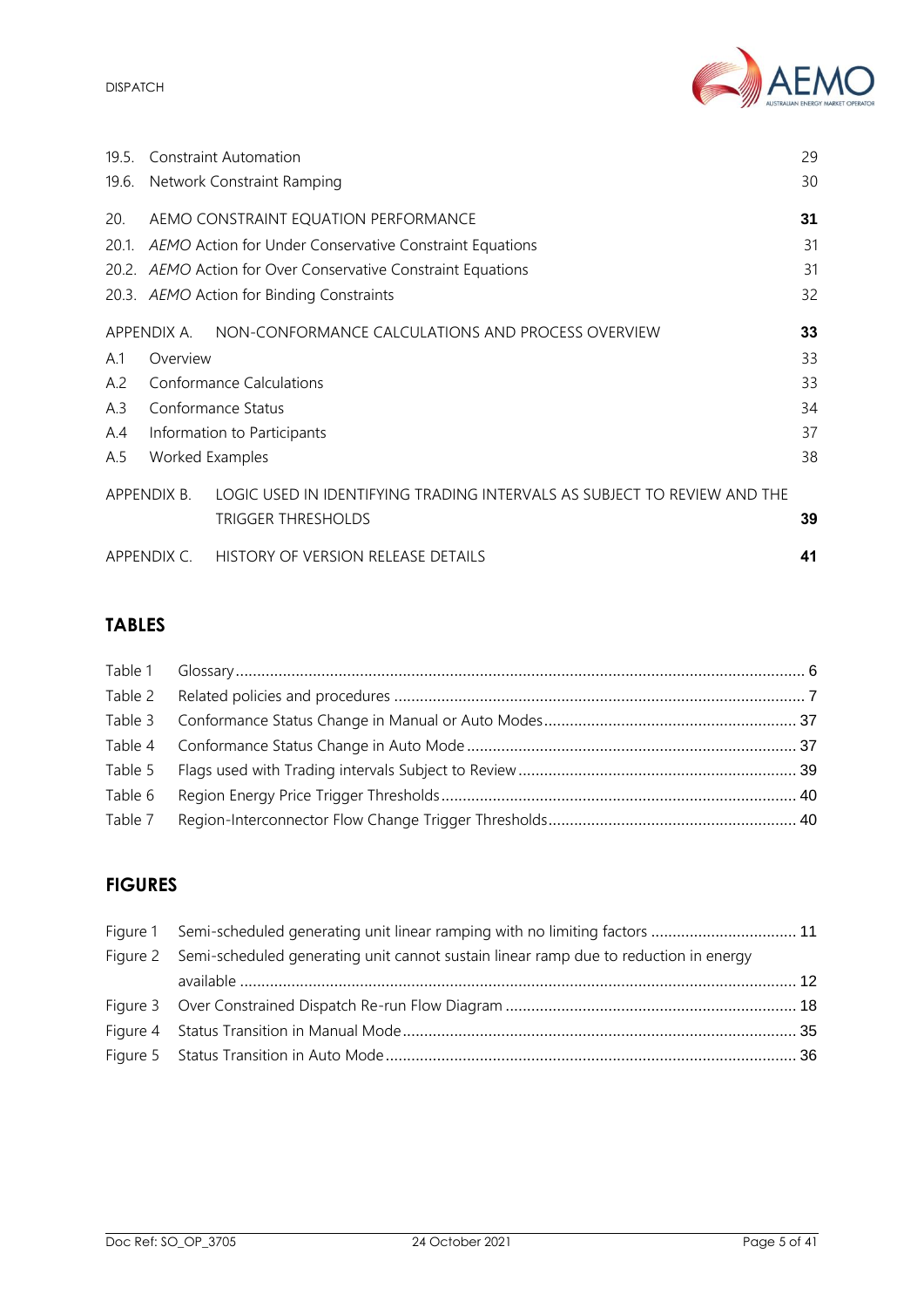19.5. Constraint Automation 29

19.6. Network Constraint Ramping 30

20. AEMO CONSTRAINT EQUATION PERFORMANCE **31**

20.1. *AEMO* Action for Under Conservative Constraint Equations 31

20.2. *AEMO* Action for Over Conservative Constraint Equations 31

20.3. *AEMO* Action for Binding Constraints 32

APPENDIX A. NON-CONFORMANCE CALCULATIONS AND PROCESS OVERVIEW **33**

A.1 Overview 33

A.2 Conformance Calculations 33

A.3 Conformance Status 34

A.4 Information to Participants 37

A.5 Worked Examples 38

APPENDIX B. LOGIC USED IN IDENTIFYING TRADING INTERVALS AS SUBJECT TO REVIEW AND THE TRIGGER THRESHOLDS **39**

APPENDIX C. HISTORY OF VERSION RELEASE DETAILS **41**

## TABLES

Table 1 Glossary 6

Table 2 Related policies and procedures 7

Table 3 Conformance Status Change in Manual or Auto Modes 37

Table 4 Conformance Status Change in Auto Mode 37

Table 5 Flags used with Trading intervals Subject to Review 39

Table 6 Region Energy Price Trigger Thresholds 40

Table 7 Region-Interconnector Flow Change Trigger Thresholds 40

## FIGURES

Figure 1 Semi-scheduled generating unit linear ramping with no limiting factors 11

Figure 2 Semi-scheduled generating unit cannot sustain linear ramp due to reduction in energy available 12

Figure 3 Over Constrained Dispatch Re-run Flow Diagram 18

Figure 4 Status Transition in Manual Mode 35

Figure 5 Status Transition in Auto Mode 36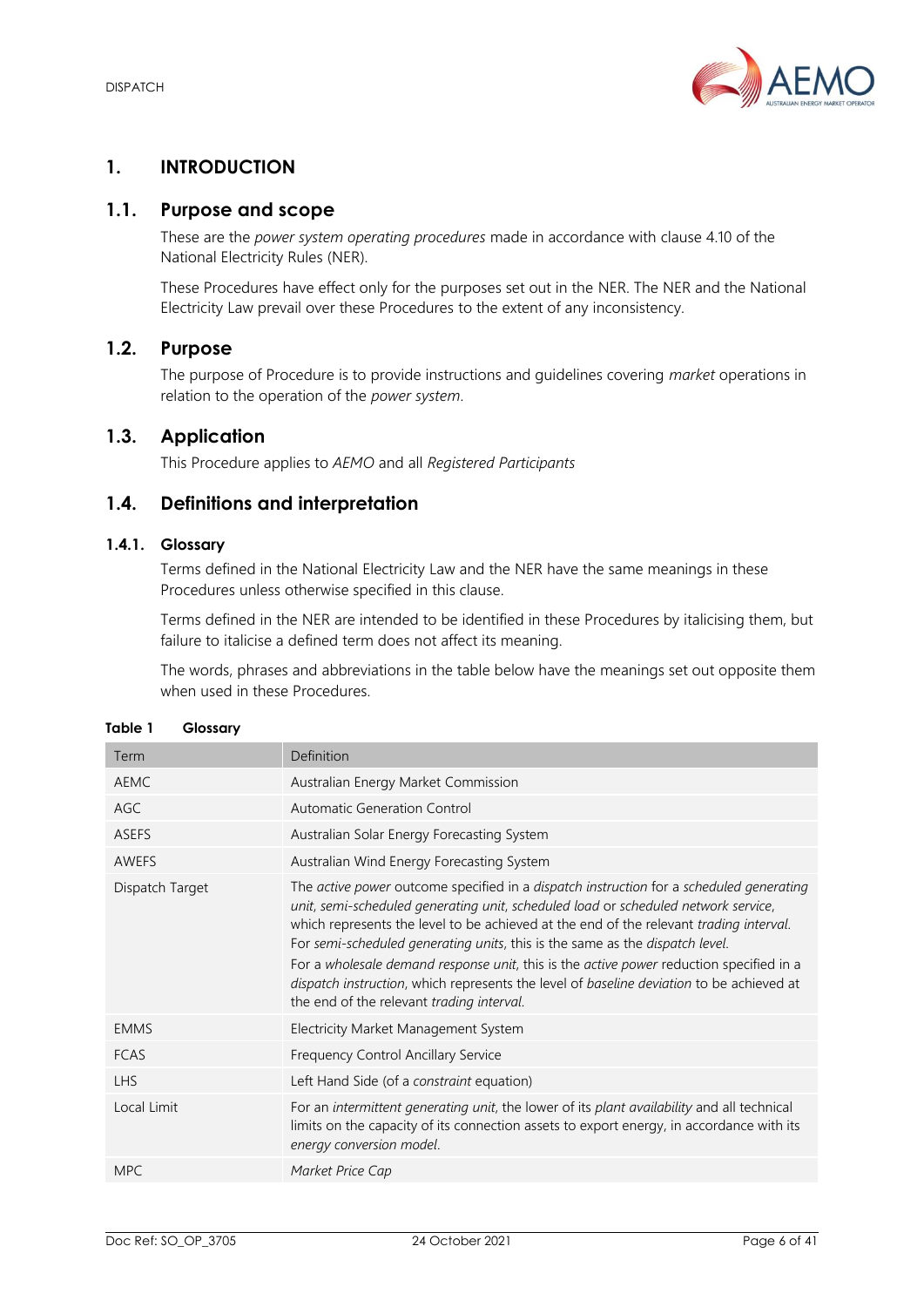# 1. INTRODUCTION

## 1.1. Purpose and scope

These are the *power system operating procedures* made in accordance with clause 4.10 of the National Electricity Rules (NER).

These Procedures have effect only for the purposes set out in the NER. The NER and the National Electricity Law prevail over these Procedures to the extent of any inconsistency.

## 1.2. Purpose

The purpose of Procedure is to provide instructions and guidelines covering *market* operations in relation to the operation of the *power system*.

## 1.3. Application

This Procedure applies to *AEMO* and all *Registered Participants*

## 1.4. Definitions and interpretation

### 1.4.1. Glossary

Terms defined in the National Electricity Law and the NER have the same meanings in these Procedures unless otherwise specified in this clause.

Terms defined in the NER are intended to be identified in these Procedures by italicising them, but failure to italicise a defined term does not affect its meaning.

The words, phrases and abbreviations in the table below have the meanings set out opposite them when used in these Procedures.

**Table 1 Glossary**

| Term | Definition |
|---|---|
| AEMC | Australian Energy Market Commission |
| AGC | Automatic Generation Control |
| ASEFS | Australian Solar Energy Forecasting System |
| AWEFS | Australian Wind Energy Forecasting System |
| Dispatch Target | The *active power* outcome specified in a *dispatch instruction* for a *scheduled generating unit*, *semi-scheduled generating unit*, *scheduled load* or *scheduled network service*, which represents the level to be achieved at the end of the relevant *trading interval*. For *semi-scheduled generating units*, this is the same as the *dispatch level*. For a *wholesale demand response unit*, this is the *active power* reduction specified in a *dispatch instruction*, which represents the level of *baseline deviation* to be achieved at the end of the relevant *trading interval*. |
| EMMS | Electricity Market Management System |
| FCAS | Frequency Control Ancillary Service |
| LHS | Left Hand Side (of a *constraint* equation) |
| Local Limit | For an *intermittent generating unit*, the lower of its *plant availability* and all technical limits on the capacity of its connection assets to export energy, in accordance with its *energy conversion model*. |
| MPC | *Market Price Cap* |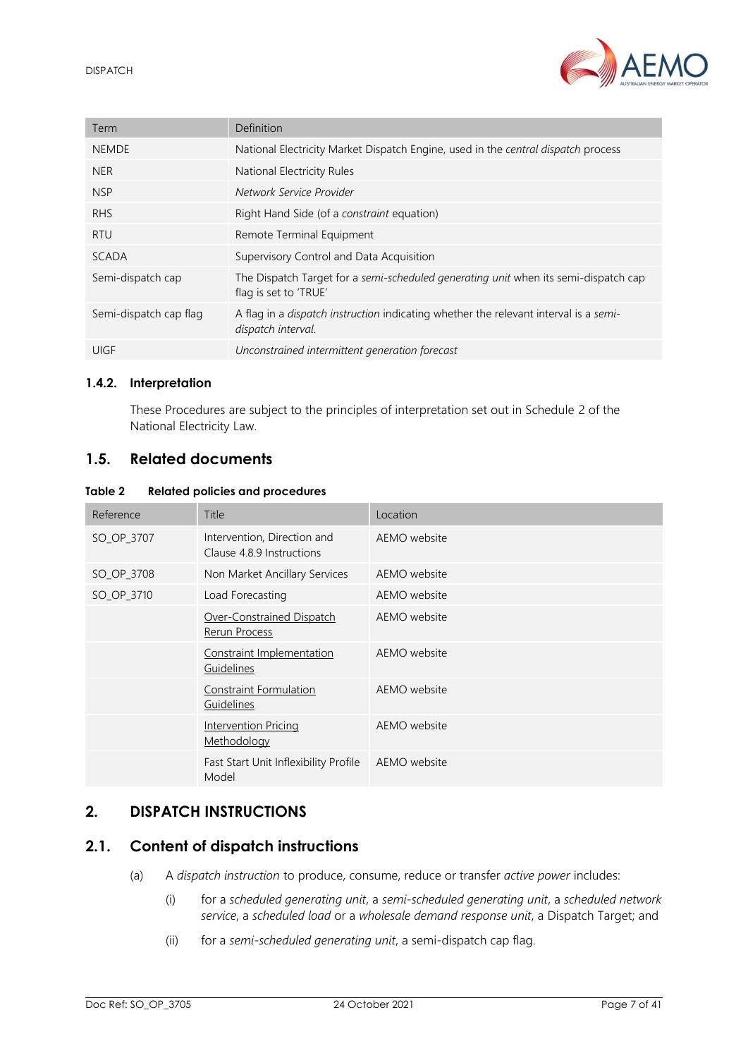| Term | Definition |
|---|---|
| NEMDE | National Electricity Market Dispatch Engine, used in the *central dispatch* process |
| NER | National Electricity Rules |
| NSP | *Network Service Provider* |
| RHS | Right Hand Side (of a *constraint* equation) |
| RTU | Remote Terminal Equipment |
| SCADA | Supervisory Control and Data Acquisition |
| Semi-dispatch cap | The Dispatch Target for a *semi-scheduled generating unit* when its semi-dispatch cap flag is set to 'TRUE' |
| Semi-dispatch cap flag | A flag in a *dispatch instruction* indicating whether the relevant interval is a *semi-dispatch interval*. |
| UIGF | *Unconstrained intermittent generation forecast* |

### 1.4.2. Interpretation

These Procedures are subject to the principles of interpretation set out in Schedule 2 of the National Electricity Law.

## 1.5. Related documents

**Table 2 Related policies and procedures**

| Reference | Title | Location |
|---|---|---|
| SO_OP_3707 | Intervention, Direction and Clause 4.8.9 Instructions | AEMO website |
| SO_OP_3708 | Non Market Ancillary Services | AEMO website |
| SO_OP_3710 | Load Forecasting | AEMO website |
| | Over-Constrained Dispatch Rerun Process | AEMO website |
| | Constraint Implementation Guidelines | AEMO website |
| | Constraint Formulation Guidelines | AEMO website |
| | Intervention Pricing Methodology | AEMO website |
| | Fast Start Unit Inflexibility Profile Model | AEMO website |

# 2. DISPATCH INSTRUCTIONS

## 2.1. Content of dispatch instructions

(a) A *dispatch instruction* to produce, consume, reduce or transfer *active power* includes:

(i) for a *scheduled generating unit*, a *semi-scheduled generating unit*, a *scheduled network service*, a *scheduled load* or a *wholesale demand response unit*, a Dispatch Target; and

(ii) for a *semi-scheduled generating unit*, a semi-dispatch cap flag.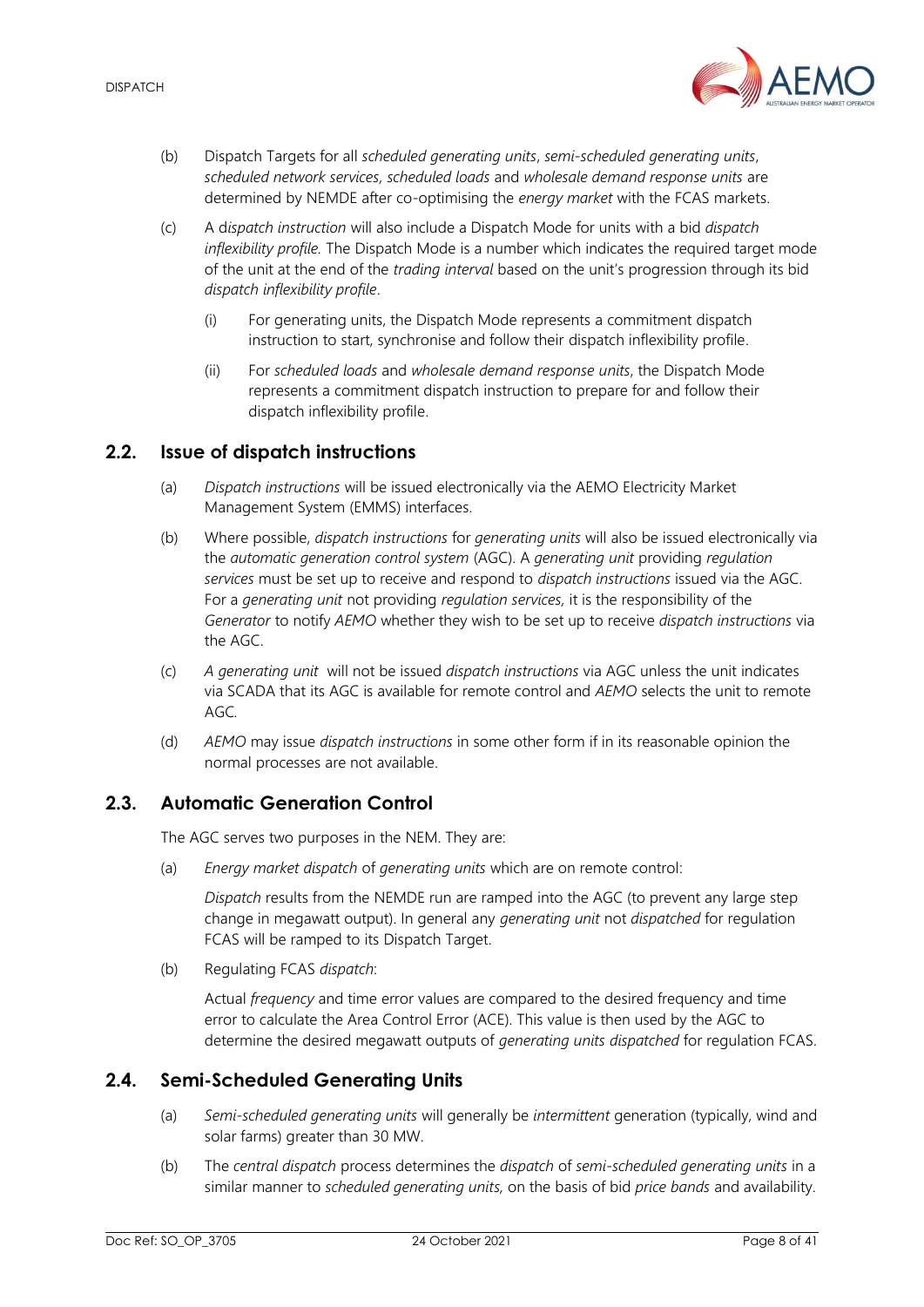(b) Dispatch Targets for all *scheduled generating units*, *semi-scheduled generating units*, *scheduled network services*, *scheduled loads* and *wholesale demand response units* are determined by NEMDE after co-optimising the *energy market* with the FCAS markets.

(c) A d*ispatch instruction* will also include a Dispatch Mode for units with a bid *dispatch inflexibility profile*. The Dispatch Mode is a number which indicates the required target mode of the unit at the end of the *trading interval* based on the unit's progression through its bid *dispatch inflexibility profile*.

(i) For generating units, the Dispatch Mode represents a commitment dispatch instruction to start, synchronise and follow their dispatch inflexibility profile.

(ii) For *scheduled loads* and *wholesale demand response units*, the Dispatch Mode represents a commitment dispatch instruction to prepare for and follow their dispatch inflexibility profile.

## 2.2. Issue of dispatch instructions

(a) *Dispatch instructions* will be issued electronically via the AEMO Electricity Market Management System (EMMS) interfaces.

(b) Where possible, *dispatch instructions* for *generating units* will also be issued electronically via the *automatic generation control system* (AGC). A *generating unit* providing *regulation services* must be set up to receive and respond to *dispatch instructions* issued via the AGC. For a *generating unit* not providing *regulation services,* it is the responsibility of the *Generator* to notify *AEMO* whether they wish to be set up to receive *dispatch instructions* via the AGC.

(c) *A generating unit* will not be issued *dispatch instructions* via AGC unless the unit indicates via SCADA that its AGC is available for remote control and *AEMO* selects the unit to remote AGC.

(d) *AEMO* may issue *dispatch instructions* in some other form if in its reasonable opinion the normal processes are not available.

## 2.3. Automatic Generation Control

The AGC serves two purposes in the NEM. They are:

(a) *Energy market dispatch* of *generating units* which are on remote control:

*Dispatch* results from the NEMDE run are ramped into the AGC (to prevent any large step change in megawatt output). In general any *generating unit* not *dispatched* for regulation FCAS will be ramped to its Dispatch Target.

(b) Regulating FCAS *dispatch*:

Actual *frequency* and time error values are compared to the desired frequency and time error to calculate the Area Control Error (ACE). This value is then used by the AGC to determine the desired megawatt outputs of *generating units dispatched* for regulation FCAS.

## 2.4. Semi-Scheduled Generating Units

(a) *Semi-scheduled generating units* will generally be *intermittent* generation (typically, wind and solar farms) greater than 30 MW.

(b) The *central dispatch* process determines the *dispatch* of *semi-scheduled generating units* in a similar manner to *scheduled generating units,* on the basis of bid *price bands* and availability.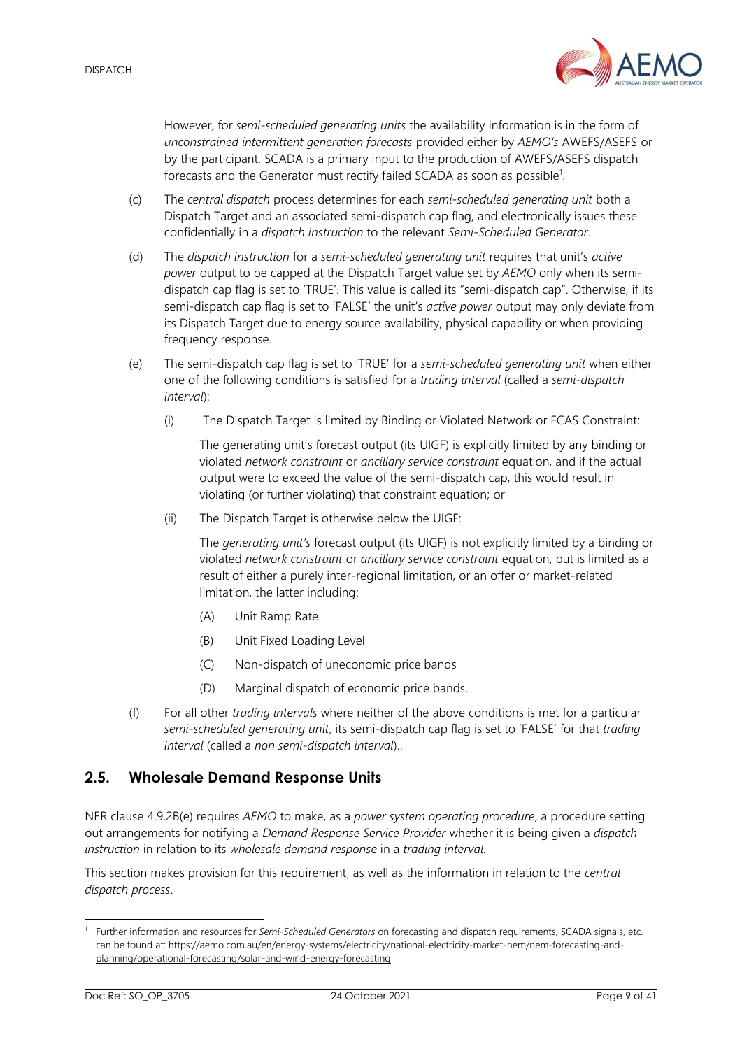However, for *semi-scheduled generating units* the availability information is in the form of *unconstrained intermittent generation forecasts* provided either by *AEMO's* AWEFS/ASEFS or by the participant. SCADA is a primary input to the production of AWEFS/ASEFS dispatch forecasts and the Generator must rectify failed SCADA as soon as possible[1].

(c) The *central dispatch* process determines for each *semi-scheduled generating unit* both a Dispatch Target and an associated semi-dispatch cap flag, and electronically issues these confidentially in a *dispatch instruction* to the relevant *Semi-Scheduled Generator*.

(d) The *dispatch instruction* for a *semi-scheduled generating unit* requires that unit's *active power* output to be capped at the Dispatch Target value set by *AEMO* only when its semi-dispatch cap flag is set to 'TRUE'. This value is called its "semi-dispatch cap". Otherwise, if its semi-dispatch cap flag is set to 'FALSE' the unit's *active power* output may only deviate from its Dispatch Target due to energy source availability, physical capability or when providing frequency response.

(e) The semi-dispatch cap flag is set to 'TRUE' for a *semi-scheduled generating unit* when either one of the following conditions is satisfied for a *trading interval* (called a *semi-dispatch interval*):

(i) The Dispatch Target is limited by Binding or Violated Network or FCAS Constraint:

The generating unit's forecast output (its UIGF) is explicitly limited by any binding or violated *network constraint* or *ancillary service constraint* equation, and if the actual output were to exceed the value of the semi-dispatch cap, this would result in violating (or further violating) that constraint equation; or

(ii) The Dispatch Target is otherwise below the UIGF:

The *generating unit's* forecast output (its UIGF) is not explicitly limited by a binding or violated *network constraint* or *ancillary service constraint* equation, but is limited as a result of either a purely inter-regional limitation, or an offer or market-related limitation, the latter including:

(A) Unit Ramp Rate

(B) Unit Fixed Loading Level

(C) Non-dispatch of uneconomic price bands

(D) Marginal dispatch of economic price bands.

(f) For all other *trading intervals* where neither of the above conditions is met for a particular *semi-scheduled generating unit*, its semi-dispatch cap flag is set to 'FALSE' for that *trading interval* (called a *non semi-dispatch interval*)..

## 2.5. Wholesale Demand Response Units

NER clause 4.9.2B(e) requires *AEMO* to make, as a *power system operating procedure*, a procedure setting out arrangements for notifying a *Demand Response Service Provider* whether it is being given a *dispatch instruction* in relation to its *wholesale demand response* in a *trading interval*.

This section makes provision for this requirement, as well as the information in relation to the *central dispatch process*.

[1] Further information and resources for *Semi-Scheduled Generators* on forecasting and dispatch requirements, SCADA signals, etc. can be found at: https://aemo.com.au/en/energy-systems/electricity/national-electricity-market-nem/nem-forecasting-and-planning/operational-forecasting/solar-and-wind-energy-forecasting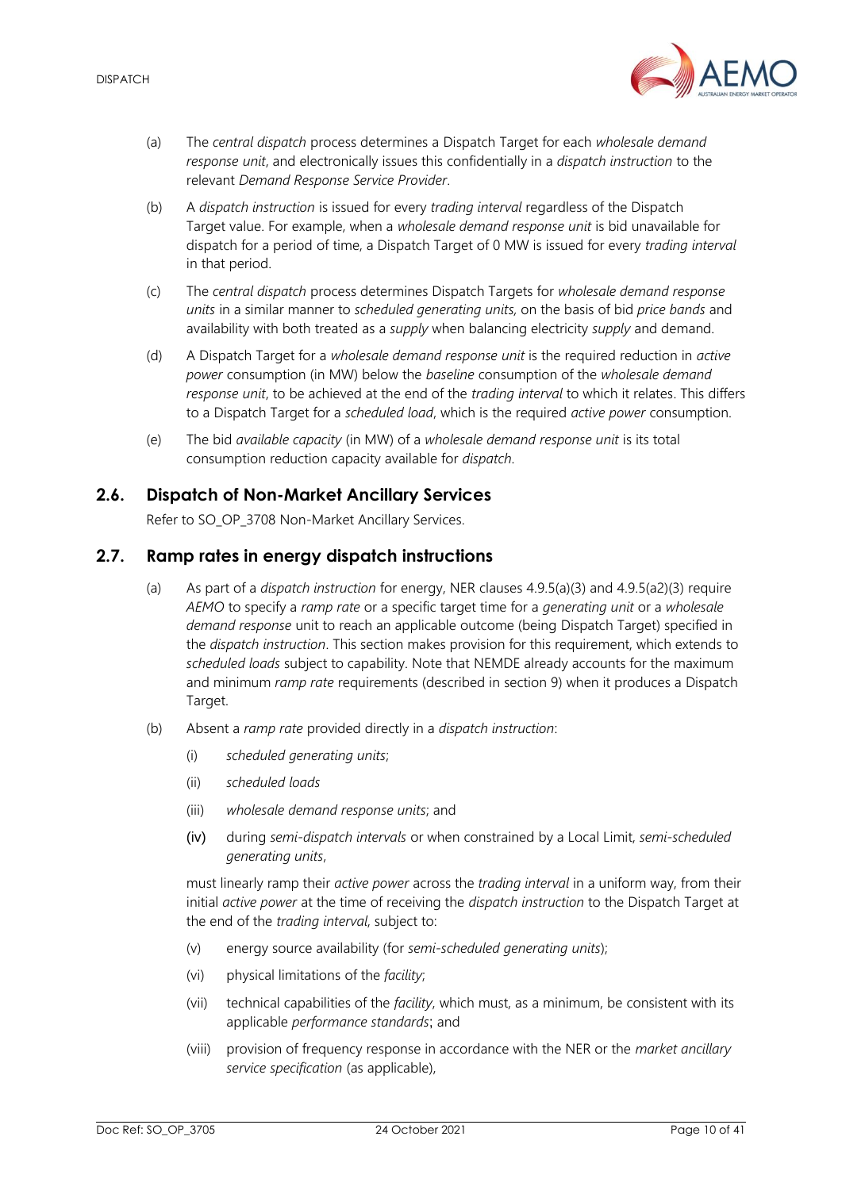(a) The *central dispatch* process determines a Dispatch Target for each *wholesale demand response unit*, and electronically issues this confidentially in a *dispatch instruction* to the relevant *Demand Response Service Provider*.

(b) A *dispatch instruction* is issued for every *trading interval* regardless of the Dispatch Target value. For example, when a *wholesale demand response unit* is bid unavailable for dispatch for a period of time, a Dispatch Target of 0 MW is issued for every *trading interval* in that period.

(c) The *central dispatch* process determines Dispatch Targets for *wholesale demand response units* in a similar manner to *scheduled generating units,* on the basis of bid *price bands* and availability with both treated as a *supply* when balancing electricity *supply* and demand.

(d) A Dispatch Target for a *wholesale demand response unit* is the required reduction in *active power* consumption (in MW) below the *baseline* consumption of the *wholesale demand response unit*, to be achieved at the end of the *trading interval* to which it relates. This differs to a Dispatch Target for a *scheduled load*, which is the required *active power* consumption.

(e) The bid *available capacity* (in MW) of a *wholesale demand response unit* is its total consumption reduction capacity available for *dispatch*.

## 2.6. Dispatch of Non-Market Ancillary Services

Refer to SO_OP_3708 Non-Market Ancillary Services.

## 2.7. Ramp rates in energy dispatch instructions

(a) As part of a *dispatch instruction* for energy, NER clauses 4.9.5(a)(3) and 4.9.5(a2)(3) require *AEMO* to specify a *ramp rate* or a specific target time for a *generating unit* or a *wholesale demand response* unit to reach an applicable outcome (being Dispatch Target) specified in the *dispatch instruction*. This section makes provision for this requirement, which extends to *scheduled loads* subject to capability. Note that NEMDE already accounts for the maximum and minimum *ramp rate* requirements (described in section 9) when it produces a Dispatch Target.

(b) Absent a *ramp rate* provided directly in a *dispatch instruction*:

(i) *scheduled generating units*;

(ii) *scheduled loads*

(iii) *wholesale demand response units*; and

(iv) during *semi-dispatch intervals* or when constrained by a Local Limit, *semi-scheduled generating units*,

must linearly ramp their *active power* across the *trading interval* in a uniform way, from their initial *active power* at the time of receiving the *dispatch instruction* to the Dispatch Target at the end of the *trading interval*, subject to:

(v) energy source availability (for *semi-scheduled generating units*);

(vi) physical limitations of the *facility*;

(vii) technical capabilities of the *facility*, which must, as a minimum, be consistent with its applicable *performance standards*; and

(viii) provision of frequency response in accordance with the NER or the *market ancillary service specification* (as applicable),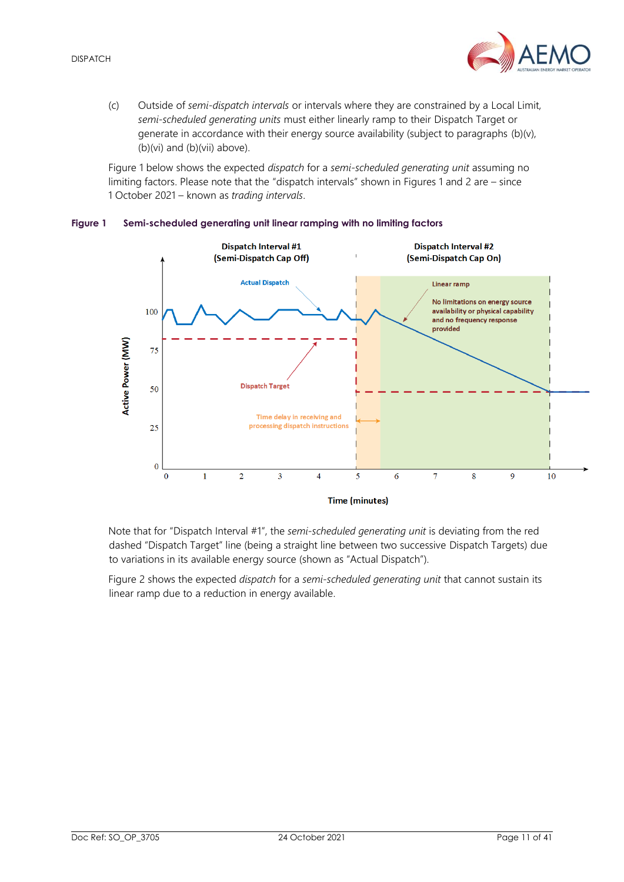(c) Outside of *semi-dispatch intervals* or intervals where they are constrained by a Local Limit, *semi-scheduled generating units* must either linearly ramp to their Dispatch Target or generate in accordance with their energy source availability (subject to paragraphs (b)(v), (b)(vi) and (b)(vii) above).

Figure 1 below shows the expected *dispatch* for a *semi-scheduled generating unit* assuming no limiting factors. Please note that the "dispatch intervals" shown in Figures 1 and 2 are – since 1 October 2021 – known as *trading intervals*.

**Figure 1 Semi-scheduled generating unit linear ramping with no limiting factors**

Note that for "Dispatch Interval #1", the *semi-scheduled generating unit* is deviating from the red dashed "Dispatch Target" line (being a straight line between two successive Dispatch Targets) due to variations in its available energy source (shown as "Actual Dispatch").

Figure 2 shows the expected *dispatch* for a *semi-scheduled generating unit* that cannot sustain its linear ramp due to a reduction in energy available.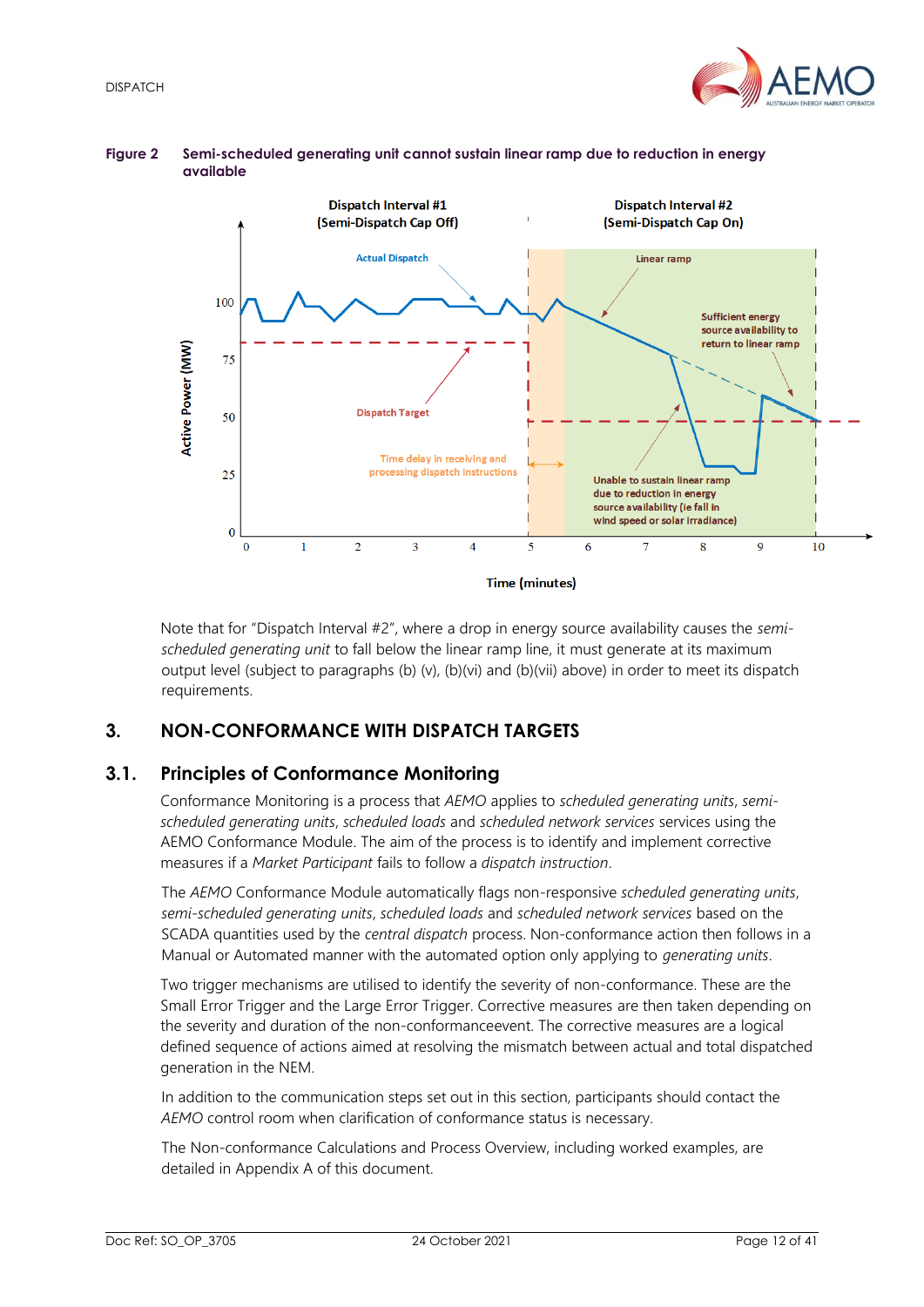**Figure 2 Semi-scheduled generating unit cannot sustain linear ramp due to reduction in energy available**

Note that for "Dispatch Interval #2", where a drop in energy source availability causes the *semi-scheduled generating unit* to fall below the linear ramp line, it must generate at its maximum output level (subject to paragraphs (b) (v), (b)(vi) and (b)(vii) above) in order to meet its dispatch requirements.

# 3. NON-CONFORMANCE WITH DISPATCH TARGETS

## 3.1. Principles of Conformance Monitoring

Conformance Monitoring is a process that *AEMO* applies to *scheduled generating units*, *semi-scheduled generating units*, *scheduled loads* and *scheduled network services* services using the AEMO Conformance Module. The aim of the process is to identify and implement corrective measures if a *Market Participant* fails to follow a *dispatch instruction*.

The *AEMO* Conformance Module automatically flags non-responsive *scheduled generating units*, *semi-scheduled generating units*, *scheduled loads* and *scheduled network services* based on the SCADA quantities used by the *central dispatch* process. Non-conformance action then follows in a Manual or Automated manner with the automated option only applying to *generating units*.

Two trigger mechanisms are utilised to identify the severity of non-conformance. These are the Small Error Trigger and the Large Error Trigger. Corrective measures are then taken depending on the severity and duration of the non-conformanceevent. The corrective measures are a logical defined sequence of actions aimed at resolving the mismatch between actual and total dispatched generation in the NEM.

In addition to the communication steps set out in this section, participants should contact the *AEMO* control room when clarification of conformance status is necessary.

The Non-conformance Calculations and Process Overview, including worked examples, are detailed in Appendix A of this document.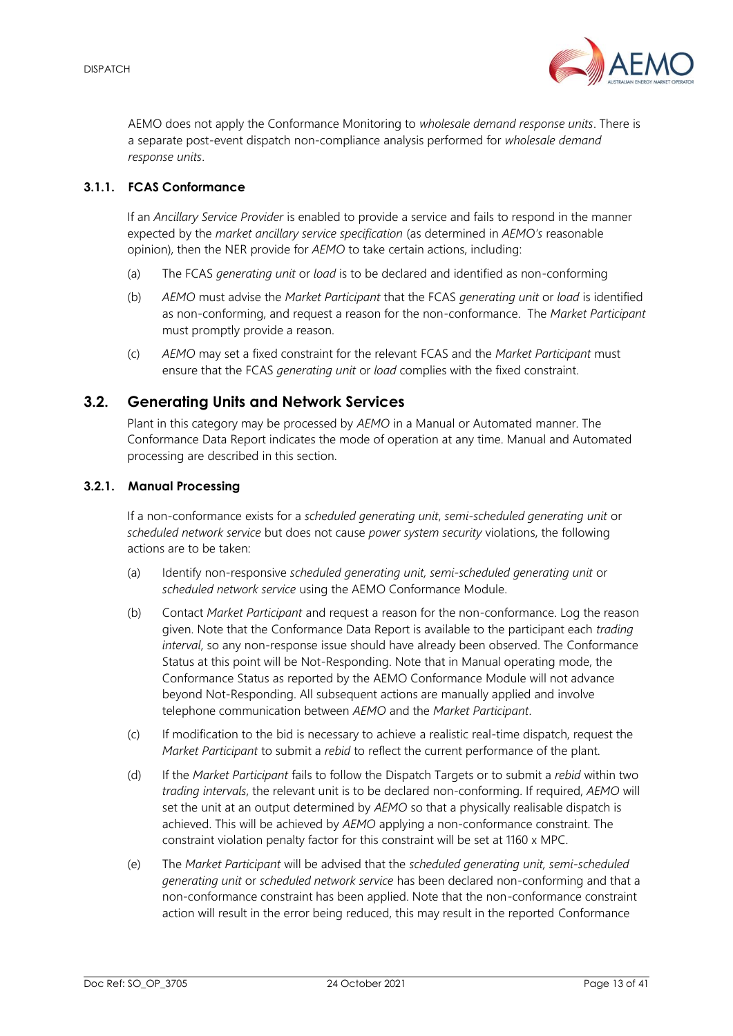AEMO does not apply the Conformance Monitoring to *wholesale demand response units*. There is a separate post-event dispatch non-compliance analysis performed for *wholesale demand response units*.

### 3.1.1. FCAS Conformance

If an *Ancillary Service Provider* is enabled to provide a service and fails to respond in the manner expected by the *market ancillary service specification* (as determined in *AEMO's* reasonable opinion), then the NER provide for *AEMO* to take certain actions, including:

(a) The FCAS *generating unit* or *load* is to be declared and identified as non-conforming

(b) *AEMO* must advise the *Market Participant* that the FCAS *generating unit* or *load* is identified as non-conforming, and request a reason for the non-conformance. The *Market Participant* must promptly provide a reason.

(c) *AEMO* may set a fixed constraint for the relevant FCAS and the *Market Participant* must ensure that the FCAS *generating unit* or *load* complies with the fixed constraint.

## 3.2. Generating Units and Network Services

Plant in this category may be processed by *AEMO* in a Manual or Automated manner. The Conformance Data Report indicates the mode of operation at any time. Manual and Automated processing are described in this section.

### 3.2.1. Manual Processing

If a non-conformance exists for a *scheduled generating unit*, *semi-scheduled generating unit* or *scheduled network service* but does not cause *power system security* violations, the following actions are to be taken:

(a) Identify non-responsive *scheduled generating unit, semi-scheduled generating unit* or *scheduled network service* using the AEMO Conformance Module.

(b) Contact *Market Participant* and request a reason for the non-conformance. Log the reason given. Note that the Conformance Data Report is available to the participant each *trading interval*, so any non-response issue should have already been observed. The Conformance Status at this point will be Not-Responding. Note that in Manual operating mode, the Conformance Status as reported by the AEMO Conformance Module will not advance beyond Not-Responding. All subsequent actions are manually applied and involve telephone communication between *AEMO* and the *Market Participant*.

(c) If modification to the bid is necessary to achieve a realistic real-time dispatch, request the *Market Participant* to submit a *rebid* to reflect the current performance of the plant.

(d) If the *Market Participant* fails to follow the Dispatch Targets or to submit a *rebid* within two *trading intervals*, the relevant unit is to be declared non-conforming. If required, *AEMO* will set the unit at an output determined by *AEMO* so that a physically realisable dispatch is achieved. This will be achieved by *AEMO* applying a non-conformance constraint. The constraint violation penalty factor for this constraint will be set at 1160 x MPC.

(e) The *Market Participant* will be advised that the *scheduled generating unit, semi-scheduled generating unit* or *scheduled network service* has been declared non-conforming and that a non-conformance constraint has been applied. Note that the non-conformance constraint action will result in the error being reduced, this may result in the reported Conformance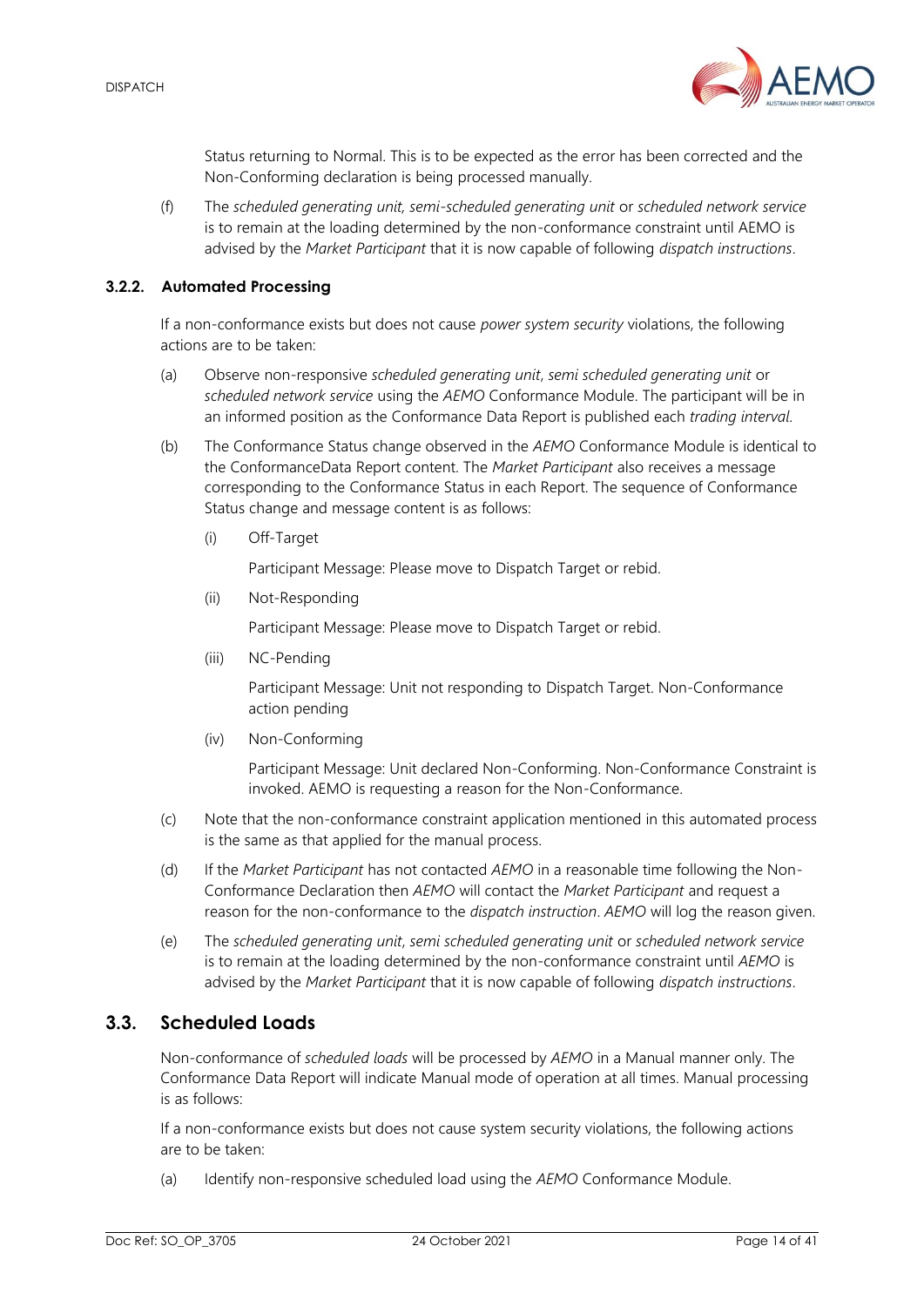Status returning to Normal. This is to be expected as the error has been corrected and the Non-Conforming declaration is being processed manually.

(f) The *scheduled generating unit, semi-scheduled generating unit* or *scheduled network service* is to remain at the loading determined by the non-conformance constraint until AEMO is advised by the *Market Participant* that it is now capable of following *dispatch instructions*.

### 3.2.2. Automated Processing

If a non-conformance exists but does not cause *power system security* violations, the following actions are to be taken:

(a) Observe non-responsive *scheduled generating unit*, *semi scheduled generating unit* or *scheduled network service* using the *AEMO* Conformance Module. The participant will be in an informed position as the Conformance Data Report is published each *trading interval*.

(b) The Conformance Status change observed in the *AEMO* Conformance Module is identical to the ConformanceData Report content. The *Market Participant* also receives a message corresponding to the Conformance Status in each Report. The sequence of Conformance Status change and message content is as follows:

(i) Off-Target

Participant Message: Please move to Dispatch Target or rebid.

(ii) Not-Responding

Participant Message: Please move to Dispatch Target or rebid.

(iii) NC-Pending

Participant Message: Unit not responding to Dispatch Target. Non-Conformance action pending

(iv) Non-Conforming

Participant Message: Unit declared Non-Conforming. Non-Conformance Constraint is invoked. AEMO is requesting a reason for the Non-Conformance.

(c) Note that the non-conformance constraint application mentioned in this automated process is the same as that applied for the manual process.

(d) If the *Market Participant* has not contacted *AEMO* in a reasonable time following the Non-Conformance Declaration then *AEMO* will contact the *Market Participant* and request a reason for the non-conformance to the *dispatch instruction*. *AEMO* will log the reason given.

(e) The *scheduled generating unit*, *semi scheduled generating unit* or *scheduled network service* is to remain at the loading determined by the non-conformance constraint until *AEMO* is advised by the *Market Participant* that it is now capable of following *dispatch instructions*.

## 3.3. Scheduled Loads

Non-conformance of *scheduled loads* will be processed by *AEMO* in a Manual manner only. The Conformance Data Report will indicate Manual mode of operation at all times. Manual processing is as follows:

If a non-conformance exists but does not cause system security violations, the following actions are to be taken:

(a) Identify non-responsive scheduled load using the *AEMO* Conformance Module.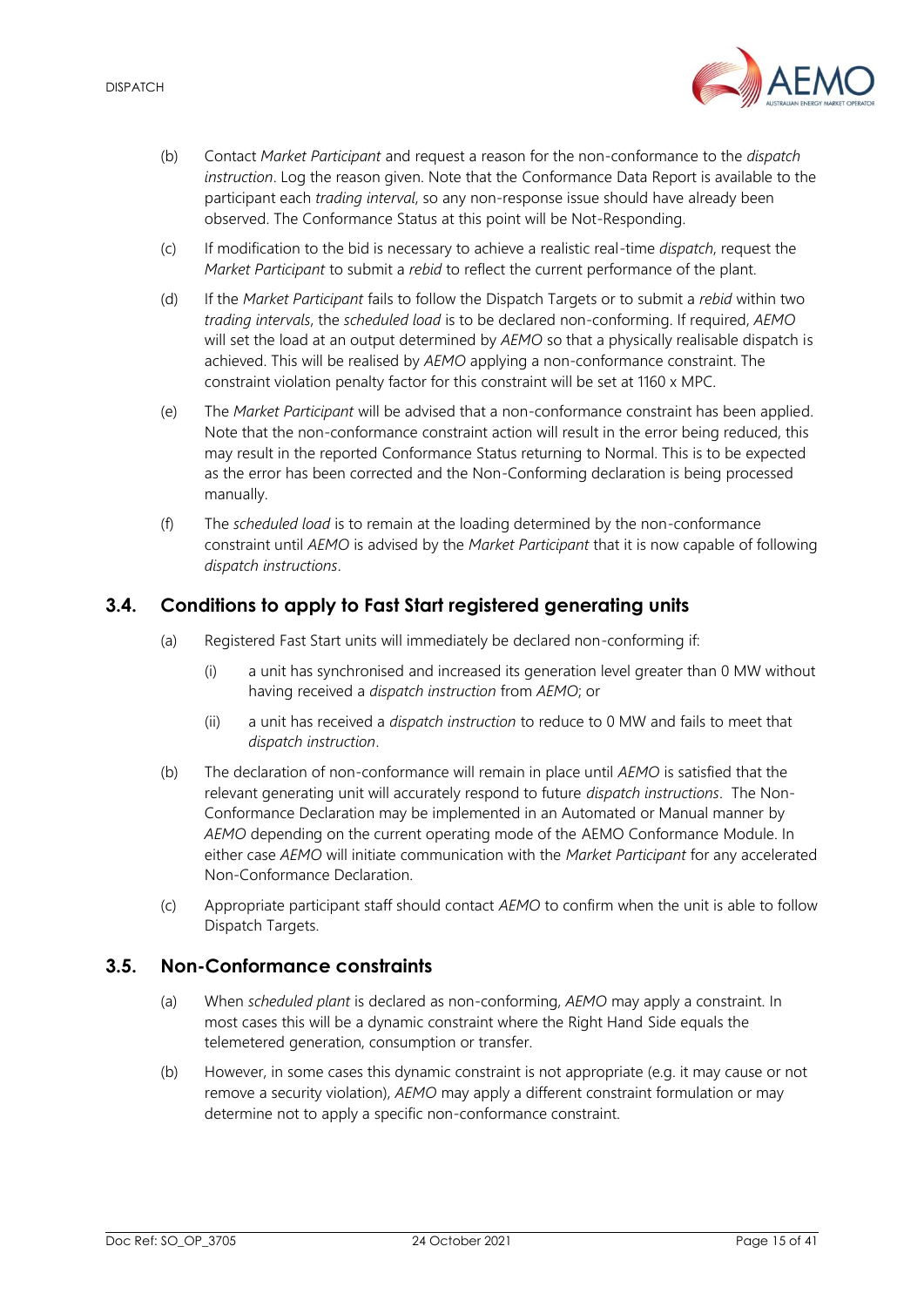(b) Contact *Market Participant* and request a reason for the non-conformance to the *dispatch instruction*. Log the reason given. Note that the Conformance Data Report is available to the participant each *trading interval*, so any non-response issue should have already been observed. The Conformance Status at this point will be Not-Responding.

(c) If modification to the bid is necessary to achieve a realistic real-time *dispatch*, request the *Market Participant* to submit a *rebid* to reflect the current performance of the plant.

(d) If the *Market Participant* fails to follow the Dispatch Targets or to submit a *rebid* within two *trading intervals*, the *scheduled load* is to be declared non-conforming. If required, *AEMO* will set the load at an output determined by *AEMO* so that a physically realisable dispatch is achieved. This will be realised by *AEMO* applying a non-conformance constraint. The constraint violation penalty factor for this constraint will be set at 1160 x MPC.

(e) The *Market Participant* will be advised that a non-conformance constraint has been applied. Note that the non-conformance constraint action will result in the error being reduced, this may result in the reported Conformance Status returning to Normal. This is to be expected as the error has been corrected and the Non-Conforming declaration is being processed manually.

(f) The *scheduled load* is to remain at the loading determined by the non-conformance constraint until *AEMO* is advised by the *Market Participant* that it is now capable of following *dispatch instructions*.

## 3.4. Conditions to apply to Fast Start registered generating units

(a) Registered Fast Start units will immediately be declared non-conforming if:

  (i) a unit has synchronised and increased its generation level greater than 0 MW without having received a *dispatch instruction* from *AEMO*; or

  (ii) a unit has received a *dispatch instruction* to reduce to 0 MW and fails to meet that *dispatch instruction*.

(b) The declaration of non-conformance will remain in place until *AEMO* is satisfied that the relevant generating unit will accurately respond to future *dispatch instructions*. The Non-Conformance Declaration may be implemented in an Automated or Manual manner by *AEMO* depending on the current operating mode of the AEMO Conformance Module. In either case *AEMO* will initiate communication with the *Market Participant* for any accelerated Non-Conformance Declaration.

(c) Appropriate participant staff should contact *AEMO* to confirm when the unit is able to follow Dispatch Targets.

## 3.5. Non-Conformance constraints

(a) When *scheduled plant* is declared as non-conforming, *AEMO* may apply a constraint. In most cases this will be a dynamic constraint where the Right Hand Side equals the telemetered generation, consumption or transfer.

(b) However, in some cases this dynamic constraint is not appropriate (e.g. it may cause or not remove a security violation), *AEMO* may apply a different constraint formulation or may determine not to apply a specific non-conformance constraint.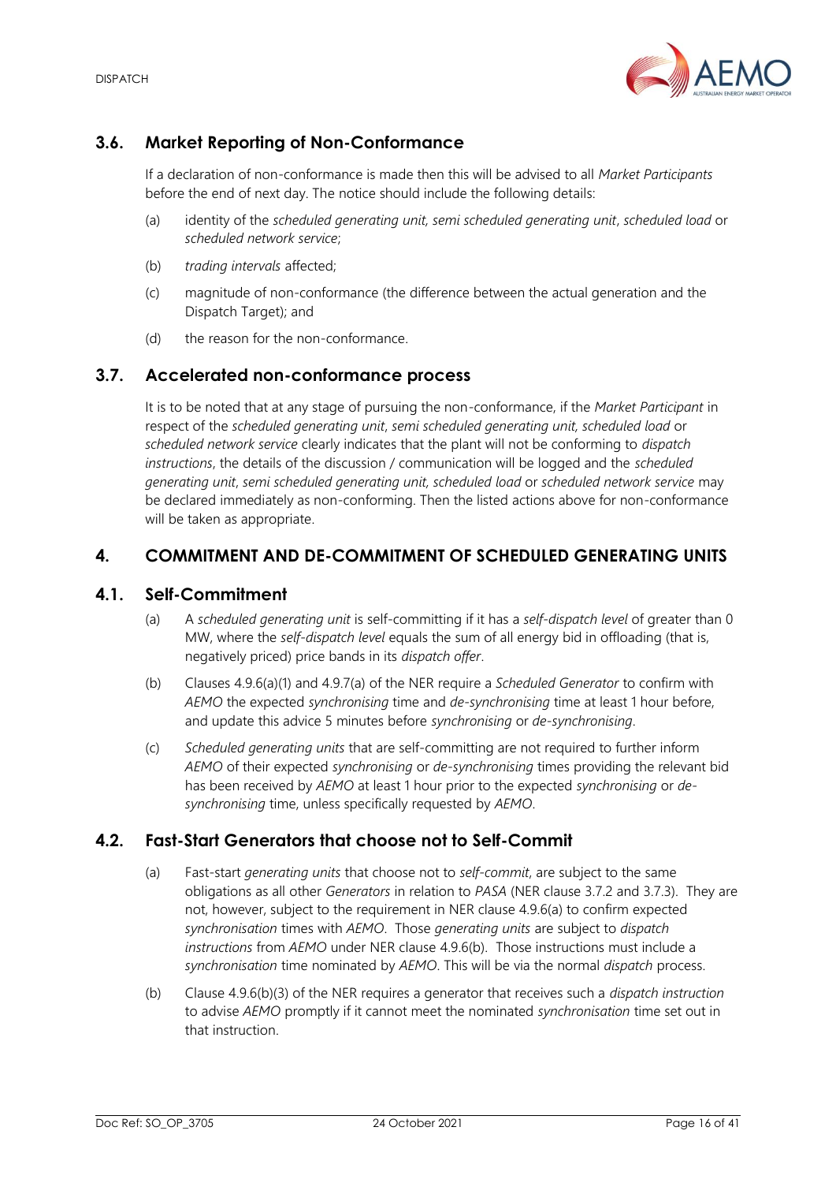## 3.6. Market Reporting of Non-Conformance

If a declaration of non-conformance is made then this will be advised to all *Market Participants* before the end of next day. The notice should include the following details:

(a) identity of the *scheduled generating unit, semi scheduled generating unit*, *scheduled load* or *scheduled network service*;

(b) *trading intervals* affected;

(c) magnitude of non-conformance (the difference between the actual generation and the Dispatch Target); and

(d) the reason for the non-conformance.

## 3.7. Accelerated non-conformance process

It is to be noted that at any stage of pursuing the non-conformance, if the *Market Participant* in respect of the *scheduled generating unit*, *semi scheduled generating unit, scheduled load* or *scheduled network service* clearly indicates that the plant will not be conforming to *dispatch instructions*, the details of the discussion / communication will be logged and the *scheduled generating unit*, *semi scheduled generating unit*, *scheduled load* or *scheduled network service* may be declared immediately as non-conforming. Then the listed actions above for non-conformance will be taken as appropriate.

# 4. COMMITMENT AND DE-COMMITMENT OF SCHEDULED GENERATING UNITS

## 4.1. Self-Commitment

(a) A *scheduled generating unit* is self-committing if it has a *self-dispatch level* of greater than 0 MW, where the *self-dispatch level* equals the sum of all energy bid in offloading (that is, negatively priced) price bands in its *dispatch offer*.

(b) Clauses 4.9.6(a)(1) and 4.9.7(a) of the NER require a *Scheduled Generator* to confirm with *AEMO* the expected *synchronising* time and *de-synchronising* time at least 1 hour before, and update this advice 5 minutes before *synchronising* or *de-synchronising*.

(c) *Scheduled generating units* that are self-committing are not required to further inform *AEMO* of their expected *synchronising* or *de-synchronising* times providing the relevant bid has been received by *AEMO* at least 1 hour prior to the expected *synchronising* or *de-synchronising* time, unless specifically requested by *AEMO*.

## 4.2. Fast-Start Generators that choose not to Self-Commit

(a) Fast-start *generating units* that choose not to *self-commit*, are subject to the same obligations as all other *Generators* in relation to *PASA* (NER clause 3.7.2 and 3.7.3). They are not, however, subject to the requirement in NER clause 4.9.6(a) to confirm expected *synchronisation* times with *AEMO*. Those *generating units* are subject to *dispatch instructions* from *AEMO* under NER clause 4.9.6(b). Those instructions must include a *synchronisation* time nominated by *AEMO*. This will be via the normal *dispatch* process.

(b) Clause 4.9.6(b)(3) of the NER requires a generator that receives such a *dispatch instruction* to advise *AEMO* promptly if it cannot meet the nominated *synchronisation* time set out in that instruction.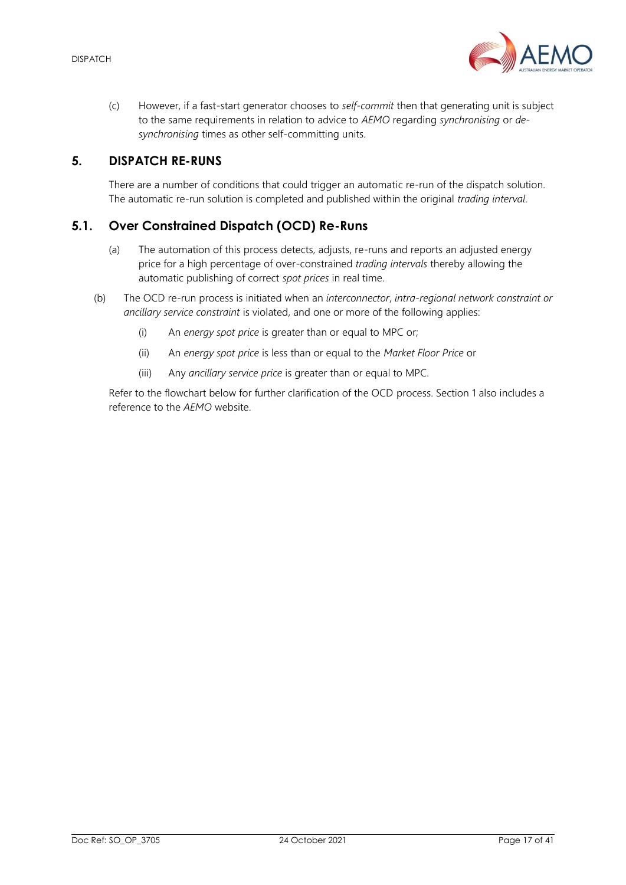(c) However, if a fast-start generator chooses to *self-commit* then that generating unit is subject to the same requirements in relation to advice to *AEMO* regarding *synchronising* or *de-synchronising* times as other self-committing units.

## 5. DISPATCH RE-RUNS

There are a number of conditions that could trigger an automatic re-run of the dispatch solution. The automatic re-run solution is completed and published within the original *trading interval*.

### 5.1. Over Constrained Dispatch (OCD) Re-Runs

(a) The automation of this process detects, adjusts, re-runs and reports an adjusted energy price for a high percentage of over-constrained *trading intervals* thereby allowing the automatic publishing of correct *spot prices* in real time.

(b) The OCD re-run process is initiated when an *interconnector*, *intra-regional network constraint or ancillary service constraint* is violated, and one or more of the following applies:

(i) An *energy spot price* is greater than or equal to MPC or;

(ii) An *energy spot price* is less than or equal to the *Market Floor Price* or

(iii) Any *ancillary service price* is greater than or equal to MPC.

Refer to the flowchart below for further clarification of the OCD process. Section 1 also includes a reference to the *AEMO* website.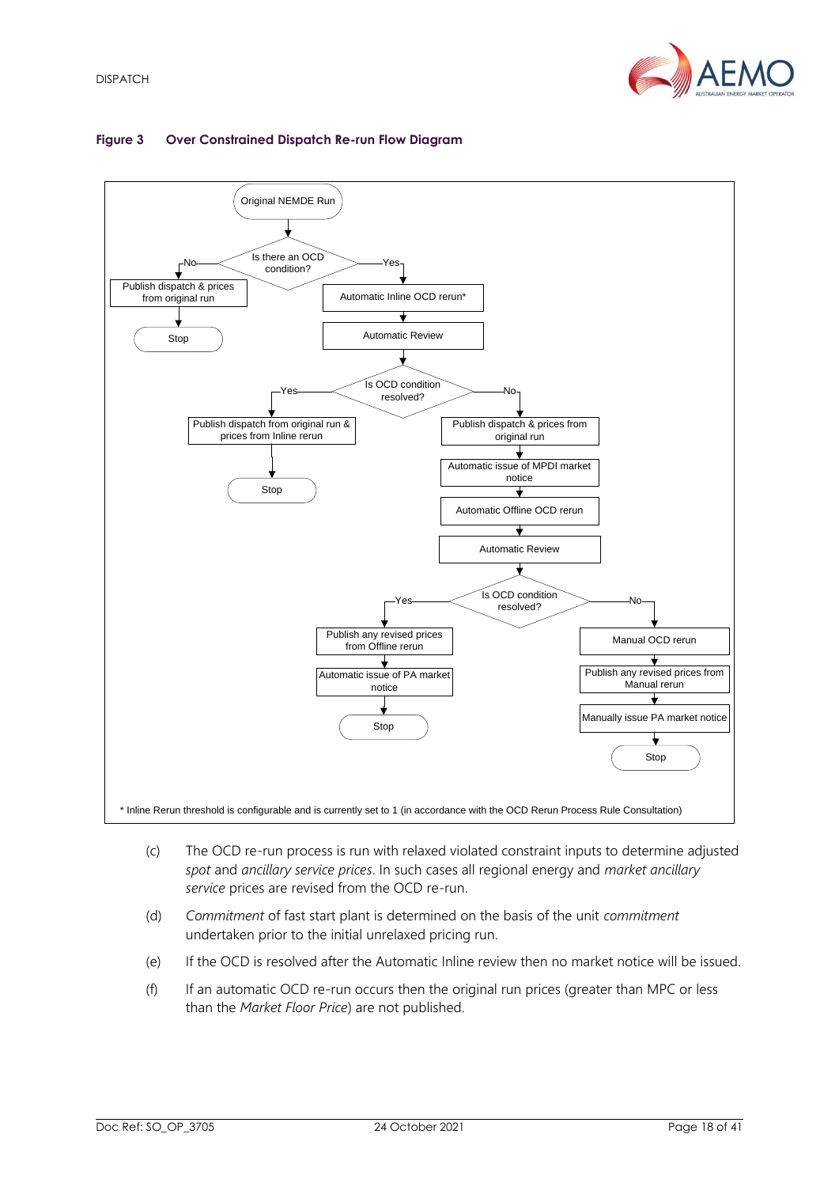**Figure 3 Over Constrained Dispatch Re-run Flow Diagram**

- Original NEMDE Run
- Is there an OCD condition?
  - No → Publish dispatch & prices from original run → Stop
  - Yes → Automatic Inline OCD rerun* → Automatic Review → Is OCD condition resolved?
    - Yes → Publish dispatch from original run & prices from Inline rerun → Stop
    - No → Publish dispatch & prices from original run → Automatic issue of MPDI market notice → Automatic Offline OCD rerun → Automatic Review → Is OCD condition resolved?
      - Yes → Publish any revised prices from Offline rerun → Automatic issue of PA market notice → Stop
      - No → Manual OCD rerun → Publish any revised prices from Manual rerun → Manually issue PA market notice → Stop

\* Inline Rerun threshold is configurable and is currently set to 1 (in accordance with the OCD Rerun Process Rule Consultation)

(c) The OCD re-run process is run with relaxed violated constraint inputs to determine adjusted *spot* and *ancillary service prices*. In such cases all regional energy and *market ancillary service* prices are revised from the OCD re-run.

(d) *Commitment* of fast start plant is determined on the basis of the unit *commitment* undertaken prior to the initial unrelaxed pricing run.

(e) If the OCD is resolved after the Automatic Inline review then no market notice will be issued.

(f) If an automatic OCD re-run occurs then the original run prices (greater than MPC or less than the *Market Floor Price*) are not published.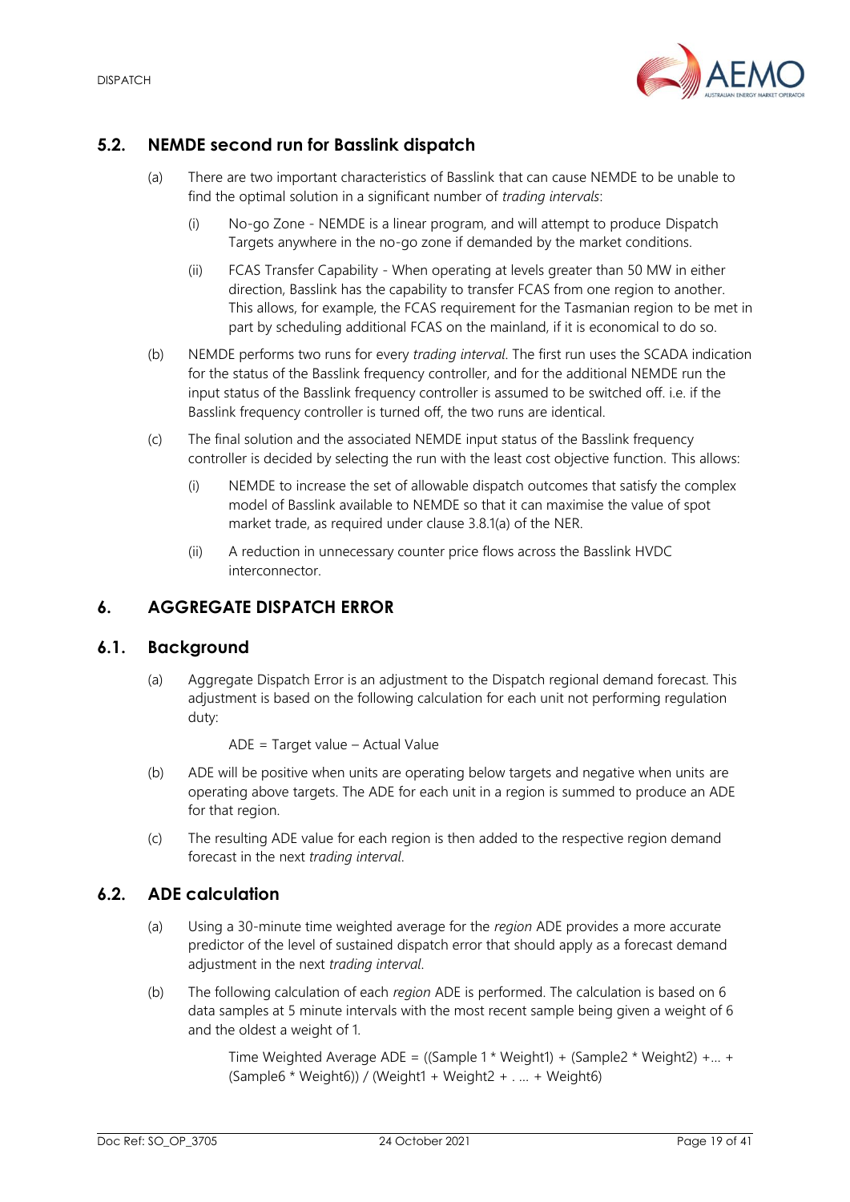## 5.2. NEMDE second run for Basslink dispatch

(a) There are two important characteristics of Basslink that can cause NEMDE to be unable to find the optimal solution in a significant number of *trading intervals*:

  (i) No-go Zone - NEMDE is a linear program, and will attempt to produce Dispatch Targets anywhere in the no-go zone if demanded by the market conditions.

  (ii) FCAS Transfer Capability - When operating at levels greater than 50 MW in either direction, Basslink has the capability to transfer FCAS from one region to another. This allows, for example, the FCAS requirement for the Tasmanian region to be met in part by scheduling additional FCAS on the mainland, if it is economical to do so.

(b) NEMDE performs two runs for every *trading interval*. The first run uses the SCADA indication for the status of the Basslink frequency controller, and for the additional NEMDE run the input status of the Basslink frequency controller is assumed to be switched off. i.e. if the Basslink frequency controller is turned off, the two runs are identical.

(c) The final solution and the associated NEMDE input status of the Basslink frequency controller is decided by selecting the run with the least cost objective function. This allows:

  (i) NEMDE to increase the set of allowable dispatch outcomes that satisfy the complex model of Basslink available to NEMDE so that it can maximise the value of spot market trade, as required under clause 3.8.1(a) of the NER.

  (ii) A reduction in unnecessary counter price flows across the Basslink HVDC interconnector.

# 6. AGGREGATE DISPATCH ERROR

## 6.1. Background

(a) Aggregate Dispatch Error is an adjustment to the Dispatch regional demand forecast. This adjustment is based on the following calculation for each unit not performing regulation duty:

  ADE = Target value – Actual Value

(b) ADE will be positive when units are operating below targets and negative when units are operating above targets. The ADE for each unit in a region is summed to produce an ADE for that region.

(c) The resulting ADE value for each region is then added to the respective region demand forecast in the next *trading interval*.

## 6.2. ADE calculation

(a) Using a 30-minute time weighted average for the *region* ADE provides a more accurate predictor of the level of sustained dispatch error that should apply as a forecast demand adjustment in the next *trading interval*.

(b) The following calculation of each *region* ADE is performed. The calculation is based on 6 data samples at 5 minute intervals with the most recent sample being given a weight of 6 and the oldest a weight of 1.

  Time Weighted Average ADE = ((Sample 1 * Weight1) + (Sample2 * Weight2) +... + (Sample6 * Weight6)) / (Weight1 + Weight2 + . ... + Weight6)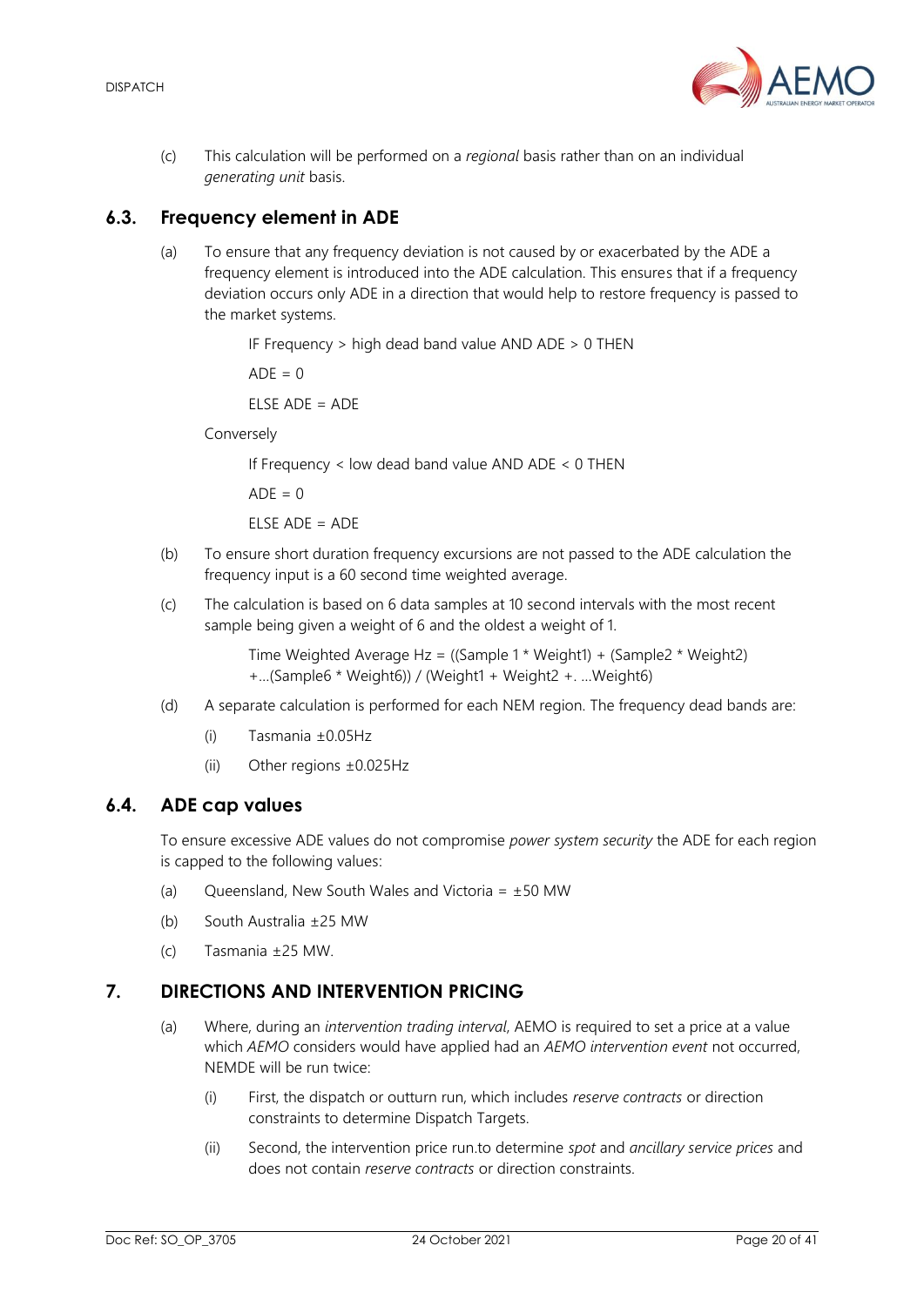(c) This calculation will be performed on a *regional* basis rather than on an individual *generating unit* basis.

## 6.3. Frequency element in ADE

(a) To ensure that any frequency deviation is not caused by or exacerbated by the ADE a frequency element is introduced into the ADE calculation. This ensures that if a frequency deviation occurs only ADE in a direction that would help to restore frequency is passed to the market systems.

> IF Frequency > high dead band value AND ADE > 0 THEN
>
> ADE = 0
>
> ELSE ADE = ADE

Conversely

> If Frequency < low dead band value AND ADE < 0 THEN
>
> ADE = 0
>
> ELSE ADE = ADE

(b) To ensure short duration frequency excursions are not passed to the ADE calculation the frequency input is a 60 second time weighted average.

(c) The calculation is based on 6 data samples at 10 second intervals with the most recent sample being given a weight of 6 and the oldest a weight of 1.

> Time Weighted Average Hz = ((Sample 1 * Weight1) + (Sample2 * Weight2) +...(Sample6 * Weight6)) / (Weight1 + Weight2 +. ...Weight6)

(d) A separate calculation is performed for each NEM region. The frequency dead bands are:

(i) Tasmania ±0.05Hz

(ii) Other regions ±0.025Hz

## 6.4. ADE cap values

To ensure excessive ADE values do not compromise *power system security* the ADE for each region is capped to the following values:

(a) Queensland, New South Wales and Victoria = ±50 MW

(b) South Australia ±25 MW

(c) Tasmania ±25 MW.

# 7. DIRECTIONS AND INTERVENTION PRICING

(a) Where, during an *intervention trading interval*, AEMO is required to set a price at a value which *AEMO* considers would have applied had an *AEMO intervention event* not occurred, NEMDE will be run twice:

(i) First, the dispatch or outturn run, which includes *reserve contracts* or direction constraints to determine Dispatch Targets.

(ii) Second, the intervention price run.to determine *spot* and *ancillary service prices* and does not contain *reserve contracts* or direction constraints.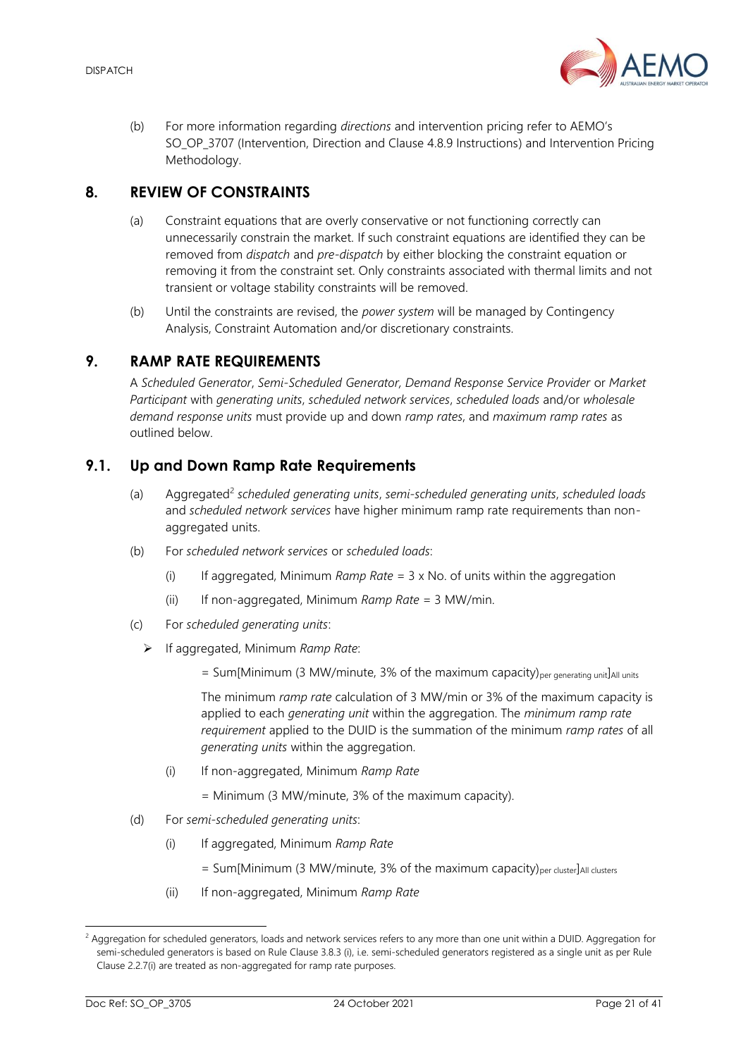(b) For more information regarding *directions* and intervention pricing refer to AEMO's SO_OP_3707 (Intervention, Direction and Clause 4.8.9 Instructions) and Intervention Pricing Methodology.

## 8. REVIEW OF CONSTRAINTS

(a) Constraint equations that are overly conservative or not functioning correctly can unnecessarily constrain the market. If such constraint equations are identified they can be removed from *dispatch* and *pre-dispatch* by either blocking the constraint equation or removing it from the constraint set. Only constraints associated with thermal limits and not transient or voltage stability constraints will be removed.

(b) Until the constraints are revised, the *power system* will be managed by Contingency Analysis, Constraint Automation and/or discretionary constraints.

## 9. RAMP RATE REQUIREMENTS

A *Scheduled Generator*, *Semi-Scheduled Generator*, *Demand Response Service Provider* or *Market Participant* with *generating units*, *scheduled network services*, *scheduled loads* and/or *wholesale demand response units* must provide up and down *ramp rates*, and *maximum ramp rates* as outlined below.

### 9.1. Up and Down Ramp Rate Requirements

(a) Aggregated[2] *scheduled generating units*, *semi-scheduled generating units*, *scheduled loads* and *scheduled network services* have higher minimum ramp rate requirements than non-aggregated units.

(b) For *scheduled network services* or *scheduled loads*:

  (i) If aggregated, Minimum *Ramp Rate* = 3 x No. of units within the aggregation

  (ii) If non-aggregated, Minimum *Ramp Rate* = 3 MW/min.

(c) For *scheduled generating units*:

- If aggregated, Minimum *Ramp Rate*:

  $= \text{Sum}[\text{Minimum (3 MW/minute, 3\% of the maximum capacity)}_{\text{per generating unit}}]_{\text{All units}}$

  The minimum *ramp rate* calculation of 3 MW/min or 3% of the maximum capacity is applied to each *generating unit* within the aggregation. The *minimum ramp rate requirement* applied to the DUID is the summation of the minimum *ramp rates* of all *generating units* within the aggregation.

  (i) If non-aggregated, Minimum *Ramp Rate*

  = Minimum (3 MW/minute, 3% of the maximum capacity).

(d) For *semi-scheduled generating units*:

  (i) If aggregated, Minimum *Ramp Rate*

  $= \text{Sum}[\text{Minimum (3 MW/minute, 3\% of the maximum capacity)}_{\text{per cluster}}]_{\text{All clusters}}$

  (ii) If non-aggregated, Minimum *Ramp Rate*

---

[2] Aggregation for scheduled generators, loads and network services refers to any more than one unit within a DUID. Aggregation for semi-scheduled generators is based on Rule Clause 3.8.3 (i), i.e. semi-scheduled generators registered as a single unit as per Rule Clause 2.2.7(i) are treated as non-aggregated for ramp rate purposes.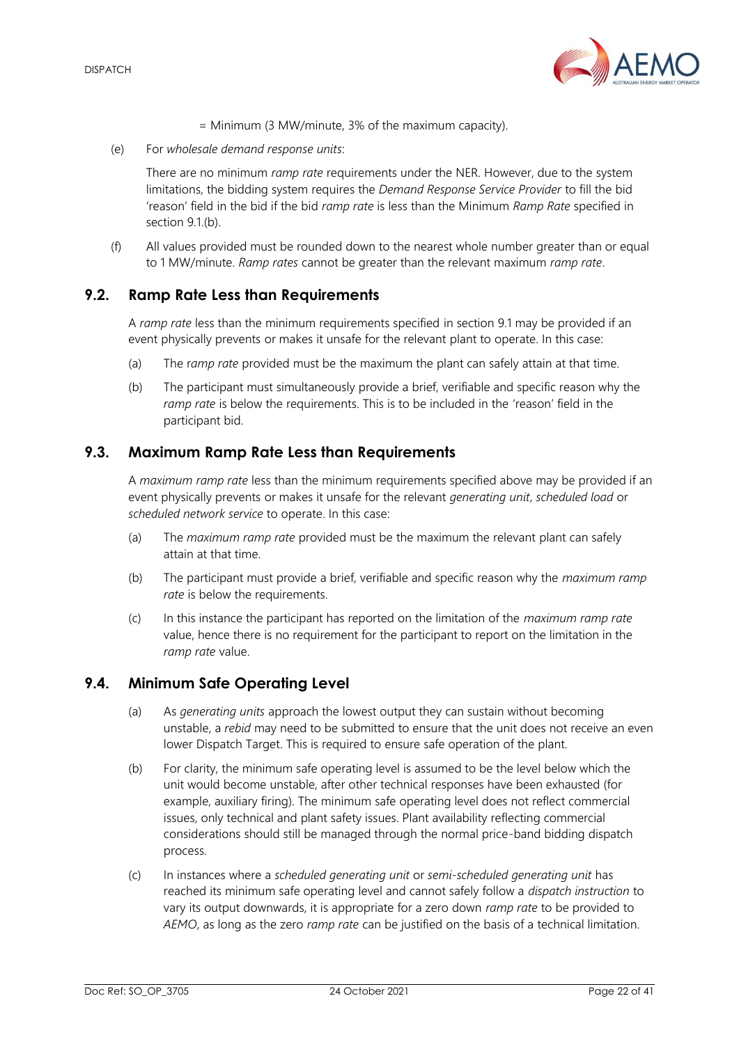= Minimum (3 MW/minute, 3% of the maximum capacity).

(e) For *wholesale demand response units*:

There are no minimum *ramp rate* requirements under the NER. However, due to the system limitations, the bidding system requires the *Demand Response Service Provider* to fill the bid 'reason' field in the bid if the bid *ramp rate* is less than the Minimum *Ramp Rate* specified in section 9.1.(b).

(f) All values provided must be rounded down to the nearest whole number greater than or equal to 1 MW/minute. *Ramp rates* cannot be greater than the relevant maximum *ramp rate*.

## 9.2. Ramp Rate Less than Requirements

A *ramp rate* less than the minimum requirements specified in section 9.1 may be provided if an event physically prevents or makes it unsafe for the relevant plant to operate. In this case:

(a) The *ramp rate* provided must be the maximum the plant can safely attain at that time.

(b) The participant must simultaneously provide a brief, verifiable and specific reason why the *ramp rate* is below the requirements. This is to be included in the 'reason' field in the participant bid.

## 9.3. Maximum Ramp Rate Less than Requirements

A *maximum ramp rate* less than the minimum requirements specified above may be provided if an event physically prevents or makes it unsafe for the relevant *generating unit*, *scheduled load* or *scheduled network service* to operate. In this case:

(a) The *maximum ramp rate* provided must be the maximum the relevant plant can safely attain at that time.

(b) The participant must provide a brief, verifiable and specific reason why the *maximum ramp rate* is below the requirements.

(c) In this instance the participant has reported on the limitation of the *maximum ramp rate* value, hence there is no requirement for the participant to report on the limitation in the *ramp rate* value.

## 9.4. Minimum Safe Operating Level

(a) As *generating units* approach the lowest output they can sustain without becoming unstable, a *rebid* may need to be submitted to ensure that the unit does not receive an even lower Dispatch Target. This is required to ensure safe operation of the plant.

(b) For clarity, the minimum safe operating level is assumed to be the level below which the unit would become unstable, after other technical responses have been exhausted (for example, auxiliary firing). The minimum safe operating level does not reflect commercial issues, only technical and plant safety issues. Plant availability reflecting commercial considerations should still be managed through the normal price-band bidding dispatch process.

(c) In instances where a *scheduled generating unit* or *semi-scheduled generating unit* has reached its minimum safe operating level and cannot safely follow a *dispatch instruction* to vary its output downwards, it is appropriate for a zero down *ramp rate* to be provided to *AEMO*, as long as the zero *ramp rate* can be justified on the basis of a technical limitation.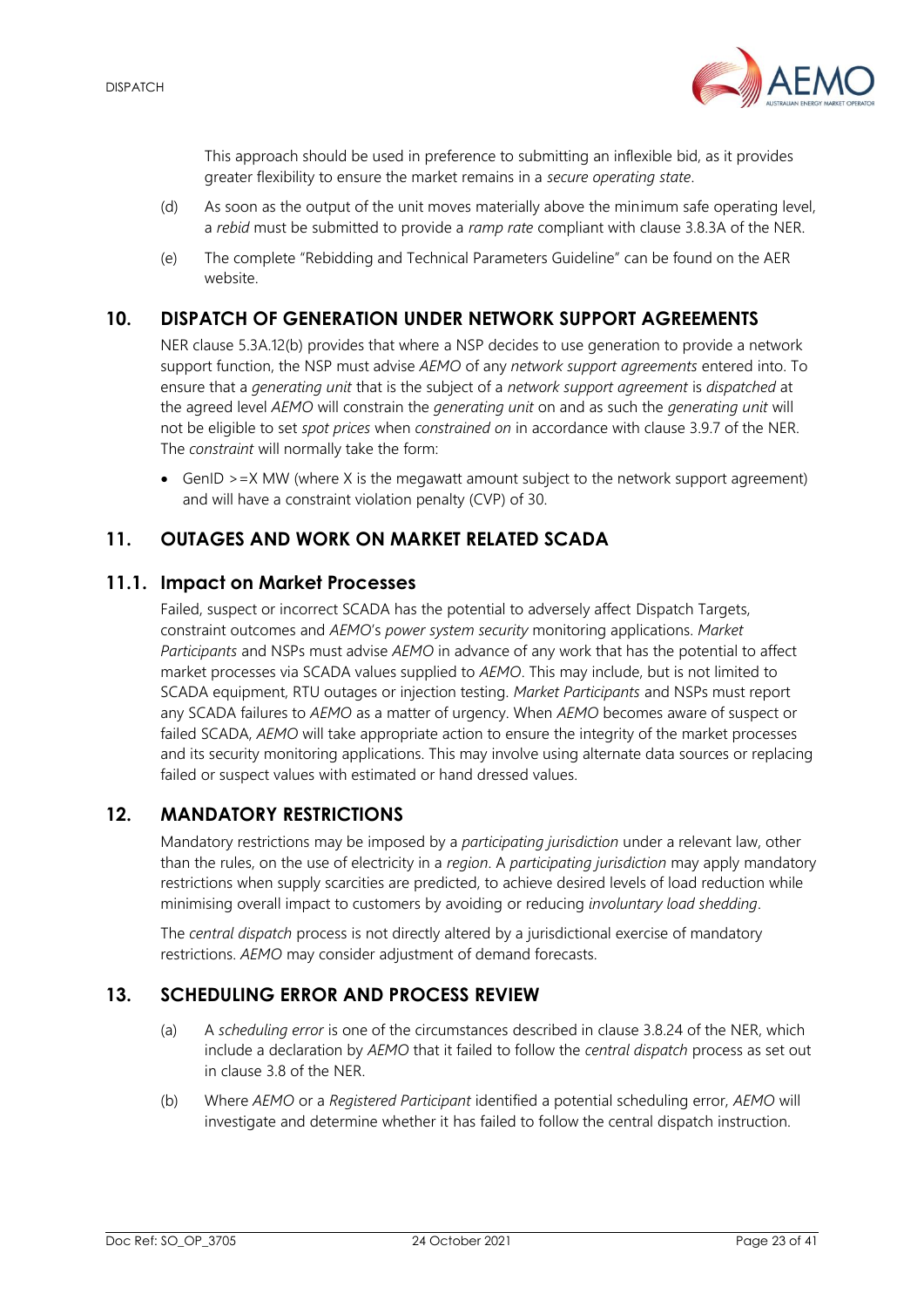This approach should be used in preference to submitting an inflexible bid, as it provides greater flexibility to ensure the market remains in a *secure operating state*.

(d) As soon as the output of the unit moves materially above the minimum safe operating level, a *rebid* must be submitted to provide a *ramp rate* compliant with clause 3.8.3A of the NER.

(e) The complete "Rebidding and Technical Parameters Guideline" can be found on the AER website.

## 10. DISPATCH OF GENERATION UNDER NETWORK SUPPORT AGREEMENTS

NER clause 5.3A.12(b) provides that where a NSP decides to use generation to provide a network support function, the NSP must advise *AEMO* of any *network support agreements* entered into. To ensure that a *generating unit* that is the subject of a *network support agreement* is *dispatched* at the agreed level *AEMO* will constrain the *generating unit* on and as such the *generating unit* will not be eligible to set *spot prices* when *constrained on* in accordance with clause 3.9.7 of the NER. The *constraint* will normally take the form:

- GenID >=X MW (where X is the megawatt amount subject to the network support agreement) and will have a constraint violation penalty (CVP) of 30.

## 11. OUTAGES AND WORK ON MARKET RELATED SCADA

### 11.1. Impact on Market Processes

Failed, suspect or incorrect SCADA has the potential to adversely affect Dispatch Targets, constraint outcomes and *AEMO*'s *power system security* monitoring applications. *Market Participants* and NSPs must advise *AEMO* in advance of any work that has the potential to affect market processes via SCADA values supplied to *AEMO*. This may include, but is not limited to SCADA equipment, RTU outages or injection testing. *Market Participants* and NSPs must report any SCADA failures to *AEMO* as a matter of urgency. When *AEMO* becomes aware of suspect or failed SCADA, *AEMO* will take appropriate action to ensure the integrity of the market processes and its security monitoring applications. This may involve using alternate data sources or replacing failed or suspect values with estimated or hand dressed values.

## 12. MANDATORY RESTRICTIONS

Mandatory restrictions may be imposed by a *participating jurisdiction* under a relevant law, other than the rules, on the use of electricity in a *region*. A *participating jurisdiction* may apply mandatory restrictions when supply scarcities are predicted, to achieve desired levels of load reduction while minimising overall impact to customers by avoiding or reducing *involuntary load shedding*.

The *central dispatch* process is not directly altered by a jurisdictional exercise of mandatory restrictions. *AEMO* may consider adjustment of demand forecasts.

## 13. SCHEDULING ERROR AND PROCESS REVIEW

(a) A *scheduling error* is one of the circumstances described in clause 3.8.24 of the NER, which include a declaration by *AEMO* that it failed to follow the *central dispatch* process as set out in clause 3.8 of the NER.

(b) Where *AEMO* or a *Registered Participant* identified a potential scheduling error, *AEMO* will investigate and determine whether it has failed to follow the central dispatch instruction.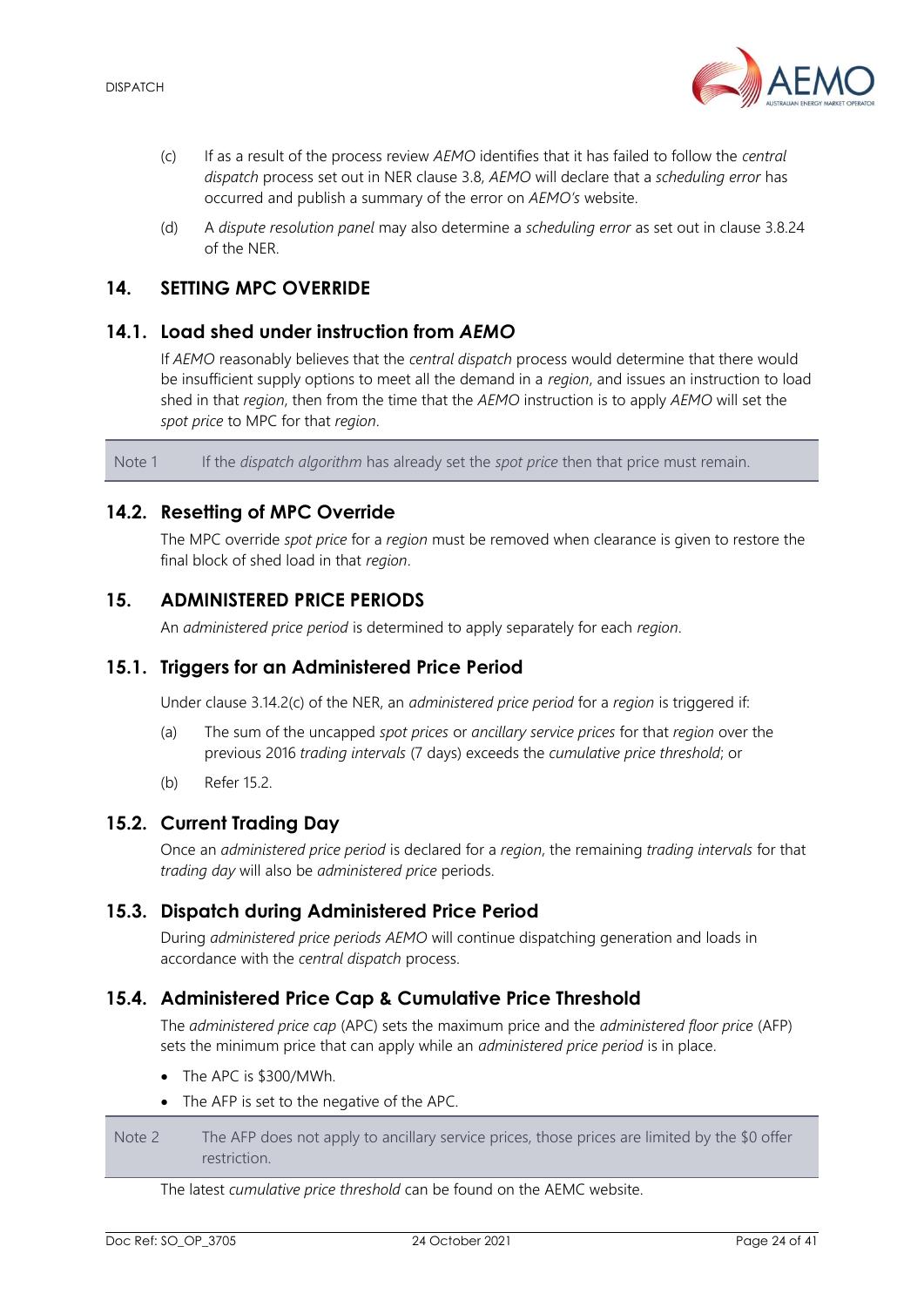(c) If as a result of the process review *AEMO* identifies that it has failed to follow the *central dispatch* process set out in NER clause 3.8, *AEMO* will declare that a *scheduling error* has occurred and publish a summary of the error on *AEMO's* website.

(d) A *dispute resolution panel* may also determine a *scheduling error* as set out in clause 3.8.24 of the NER.

# 14. SETTING MPC OVERRIDE

## 14.1. Load shed under instruction from *AEMO*

If *AEMO* reasonably believes that the *central dispatch* process would determine that there would be insufficient supply options to meet all the demand in a *region*, and issues an instruction to load shed in that *region*, then from the time that the *AEMO* instruction is to apply *AEMO* will set the *spot price* to MPC for that *region*.

Note 1 If the *dispatch algorithm* has already set the *spot price* then that price must remain.

## 14.2. Resetting of MPC Override

The MPC override *spot price* for a *region* must be removed when clearance is given to restore the final block of shed load in that *region*.

# 15. ADMINISTERED PRICE PERIODS

An *administered price period* is determined to apply separately for each *region*.

## 15.1. Triggers for an Administered Price Period

Under clause 3.14.2(c) of the NER, an *administered price period* for a *region* is triggered if:

(a) The sum of the uncapped *spot prices* or *ancillary service prices* for that *region* over the previous 2016 *trading intervals* (7 days) exceeds the *cumulative price threshold*; or

(b) Refer 15.2.

## 15.2. Current Trading Day

Once an *administered price period* is declared for a *region*, the remaining *trading intervals* for that *trading day* will also be *administered price* periods.

## 15.3. Dispatch during Administered Price Period

During *administered price periods AEMO* will continue dispatching generation and loads in accordance with the *central dispatch* process.

## 15.4. Administered Price Cap & Cumulative Price Threshold

The *administered price cap* (APC) sets the maximum price and the *administered floor price* (AFP) sets the minimum price that can apply while an *administered price period* is in place.

- The APC is $300/MWh.
- The AFP is set to the negative of the APC.

Note 2 The AFP does not apply to ancillary service prices, those prices are limited by the $0 offer restriction.

The latest *cumulative price threshold* can be found on the AEMC website.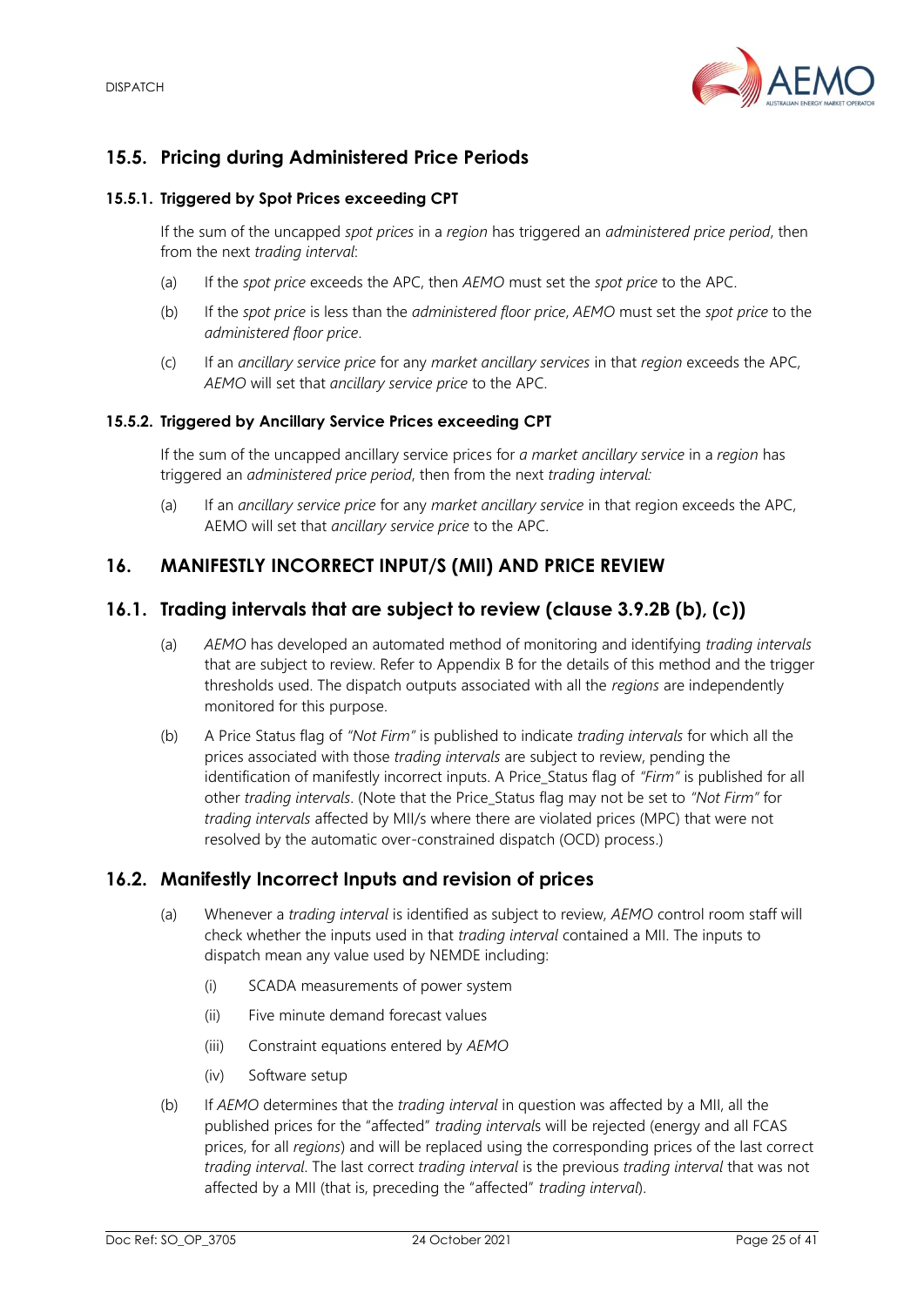## 15.5. Pricing during Administered Price Periods

### 15.5.1. Triggered by Spot Prices exceeding CPT

If the sum of the uncapped *spot prices* in a *region* has triggered an *administered price period*, then from the next *trading interval*:

(a) If the *spot price* exceeds the APC, then *AEMO* must set the *spot price* to the APC.

(b) If the *spot price* is less than the *administered floor price*, *AEMO* must set the *spot price* to the *administered floor price*.

(c) If an *ancillary service price* for any *market ancillary services* in that *region* exceeds the APC, *AEMO* will set that *ancillary service price* to the APC.

### 15.5.2. Triggered by Ancillary Service Prices exceeding CPT

If the sum of the uncapped ancillary service prices for *a market ancillary service* in a *region* has triggered an *administered price period*, then from the next *trading interval:*

(a) If an *ancillary service price* for any *market ancillary service* in that region exceeds the APC, AEMO will set that *ancillary service price* to the APC.

# 16. MANIFESTLY INCORRECT INPUT/S (MII) AND PRICE REVIEW

## 16.1. Trading intervals that are subject to review (clause 3.9.2B (b), (c))

(a) *AEMO* has developed an automated method of monitoring and identifying *trading intervals* that are subject to review. Refer to Appendix B for the details of this method and the trigger thresholds used. The dispatch outputs associated with all the *regions* are independently monitored for this purpose.

(b) A Price Status flag of *"Not Firm"* is published to indicate *trading intervals* for which all the prices associated with those *trading intervals* are subject to review, pending the identification of manifestly incorrect inputs. A Price_Status flag of *"Firm"* is published for all other *trading intervals*. (Note that the Price_Status flag may not be set to *"Not Firm"* for *trading intervals* affected by MII/s where there are violated prices (MPC) that were not resolved by the automatic over-constrained dispatch (OCD) process.)

## 16.2. Manifestly Incorrect Inputs and revision of prices

(a) Whenever a *trading interval* is identified as subject to review, *AEMO* control room staff will check whether the inputs used in that *trading interval* contained a MII. The inputs to dispatch mean any value used by NEMDE including:

  (i) SCADA measurements of power system

  (ii) Five minute demand forecast values

  (iii) Constraint equations entered by *AEMO*

  (iv) Software setup

(b) If *AEMO* determines that the *trading interval* in question was affected by a MII, all the published prices for the "affected" *trading intervals* will be rejected (energy and all FCAS prices, for all *regions*) and will be replaced using the corresponding prices of the last correct *trading interval*. The last correct *trading interval* is the previous *trading interval* that was not affected by a MII (that is, preceding the "affected" *trading interval*).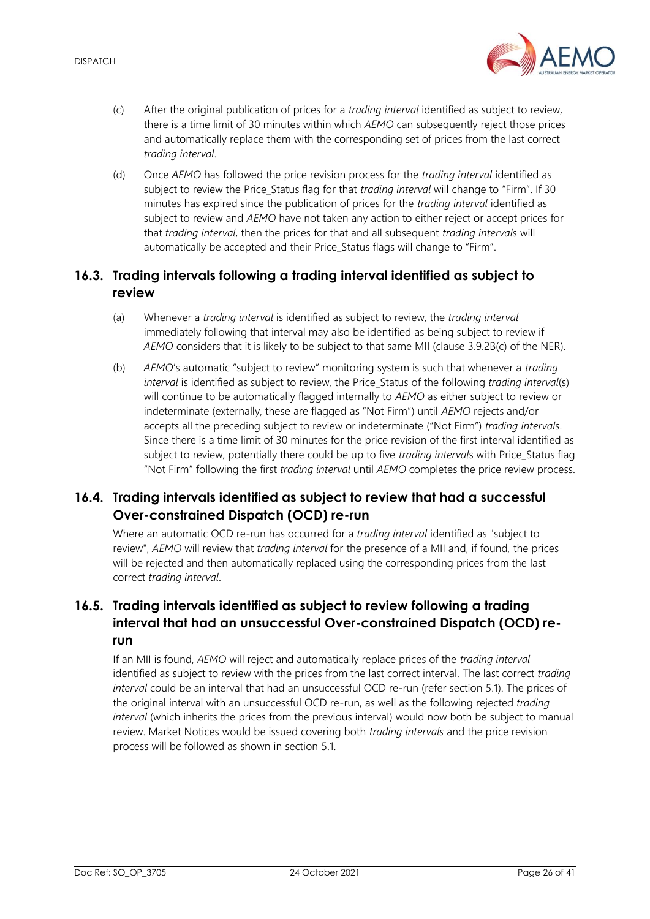(c) After the original publication of prices for a *trading interval* identified as subject to review, there is a time limit of 30 minutes within which *AEMO* can subsequently reject those prices and automatically replace them with the corresponding set of prices from the last correct *trading interval*.

(d) Once *AEMO* has followed the price revision process for the *trading interval* identified as subject to review the Price_Status flag for that *trading interval* will change to "Firm". If 30 minutes has expired since the publication of prices for the *trading interval* identified as subject to review and *AEMO* have not taken any action to either reject or accept prices for that *trading interval*, then the prices for that and all subsequent *trading interval*s will automatically be accepted and their Price_Status flags will change to "Firm".

## 16.3. Trading intervals following a trading interval identified as subject to review

(a) Whenever a *trading interval* is identified as subject to review, the *trading interval* immediately following that interval may also be identified as being subject to review if *AEMO* considers that it is likely to be subject to that same MII (clause 3.9.2B(c) of the NER).

(b) *AEMO*'s automatic "subject to review" monitoring system is such that whenever a *trading interval* is identified as subject to review, the Price_Status of the following *trading interval*(s) will continue to be automatically flagged internally to *AEMO* as either subject to review or indeterminate (externally, these are flagged as "Not Firm") until *AEMO* rejects and/or accepts all the preceding subject to review or indeterminate ("Not Firm") *trading interval*s. Since there is a time limit of 30 minutes for the price revision of the first interval identified as subject to review, potentially there could be up to five *trading interval*s with Price_Status flag "Not Firm" following the first *trading interval* until *AEMO* completes the price review process.

## 16.4. Trading intervals identified as subject to review that had a successful Over-constrained Dispatch (OCD) re-run

Where an automatic OCD re-run has occurred for a *trading interval* identified as "subject to review", *AEMO* will review that *trading interval* for the presence of a MII and, if found, the prices will be rejected and then automatically replaced using the corresponding prices from the last correct *trading interval*.

## 16.5. Trading intervals identified as subject to review following a trading interval that had an unsuccessful Over-constrained Dispatch (OCD) re-run

If an MII is found, *AEMO* will reject and automatically replace prices of the *trading interval* identified as subject to review with the prices from the last correct interval. The last correct *trading interval* could be an interval that had an unsuccessful OCD re-run (refer section 5.1). The prices of the original interval with an unsuccessful OCD re-run, as well as the following rejected *trading interval* (which inherits the prices from the previous interval) would now both be subject to manual review. Market Notices would be issued covering both *trading intervals* and the price revision process will be followed as shown in section 5.1.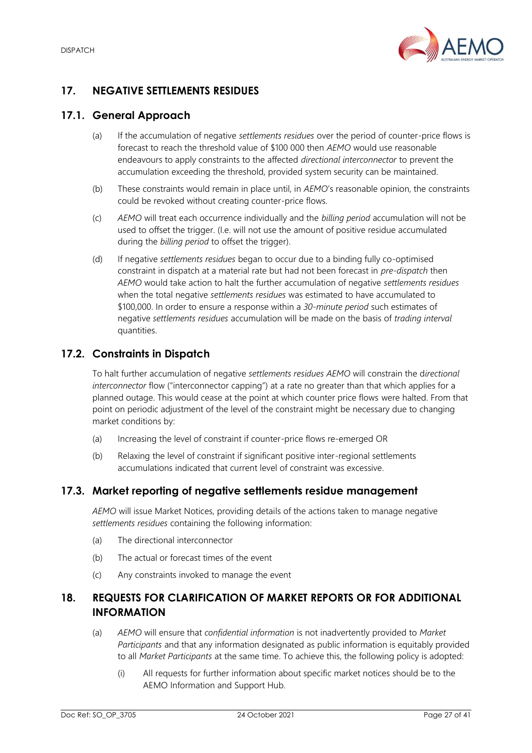## 17. NEGATIVE SETTLEMENTS RESIDUES

### 17.1. General Approach

(a) If the accumulation of negative *settlements residues* over the period of counter-price flows is forecast to reach the threshold value of $100 000 then *AEMO* would use reasonable endeavours to apply constraints to the affected *directional interconnector* to prevent the accumulation exceeding the threshold, provided system security can be maintained.

(b) These constraints would remain in place until, in *AEMO*'s reasonable opinion, the constraints could be revoked without creating counter-price flows.

(c) *AEMO* will treat each occurrence individually and the *billing period* accumulation will not be used to offset the trigger. (I.e. will not use the amount of positive residue accumulated during the *billing period* to offset the trigger).

(d) If negative *settlements residues* began to occur due to a binding fully co-optimised constraint in dispatch at a material rate but had not been forecast in *pre-dispatch* then *AEMO* would take action to halt the further accumulation of negative *settlements residues* when the total negative *settlements residues* was estimated to have accumulated to $100,000. In order to ensure a response within a *30-minute period* such estimates of negative *settlements residues* accumulation will be made on the basis of *trading interval* quantities.

### 17.2. Constraints in Dispatch

To halt further accumulation of negative *settlements residues AEMO* will constrain the d*irectional interconnector* flow ("interconnector capping") at a rate no greater than that which applies for a planned outage. This would cease at the point at which counter price flows were halted. From that point on periodic adjustment of the level of the constraint might be necessary due to changing market conditions by:

(a) Increasing the level of constraint if counter-price flows re-emerged OR

(b) Relaxing the level of constraint if significant positive inter-regional settlements accumulations indicated that current level of constraint was excessive.

### 17.3. Market reporting of negative settlements residue management

*AEMO* will issue Market Notices, providing details of the actions taken to manage negative *settlements residues* containing the following information:

(a) The directional interconnector

(b) The actual or forecast times of the event

(c) Any constraints invoked to manage the event

## 18. REQUESTS FOR CLARIFICATION OF MARKET REPORTS OR FOR ADDITIONAL INFORMATION

(a) *AEMO* will ensure that *confidential information* is not inadvertently provided to *Market Participants* and that any information designated as public information is equitably provided to all *Market Participants* at the same time. To achieve this, the following policy is adopted:

  (i) All requests for further information about specific market notices should be to the AEMO Information and Support Hub.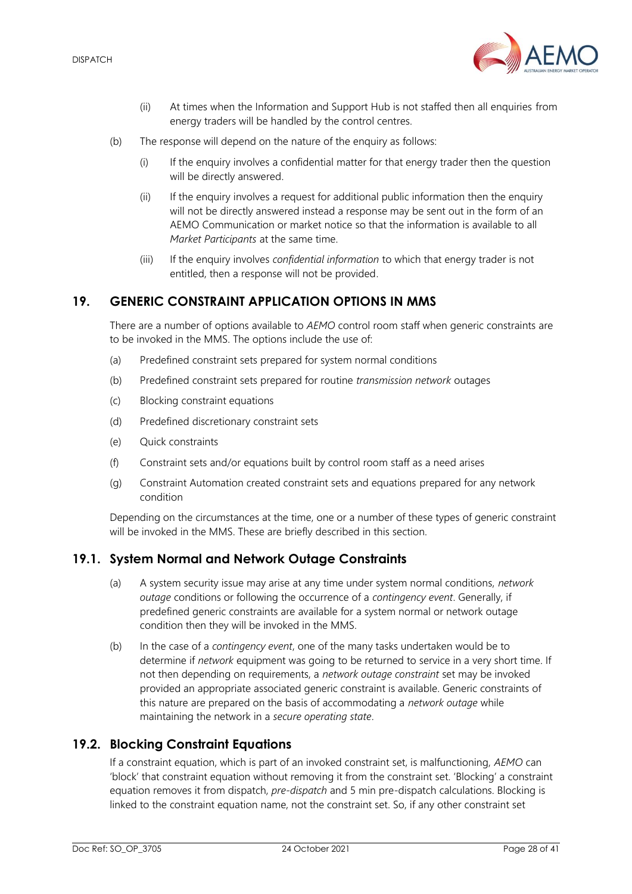(ii) At times when the Information and Support Hub is not staffed then all enquiries from energy traders will be handled by the control centres.

(b) The response will depend on the nature of the enquiry as follows:

(i) If the enquiry involves a confidential matter for that energy trader then the question will be directly answered.

(ii) If the enquiry involves a request for additional public information then the enquiry will not be directly answered instead a response may be sent out in the form of an AEMO Communication or market notice so that the information is available to all *Market Participants* at the same time.

(iii) If the enquiry involves *confidential information* to which that energy trader is not entitled, then a response will not be provided.

## 19. GENERIC CONSTRAINT APPLICATION OPTIONS IN MMS

There are a number of options available to *AEMO* control room staff when generic constraints are to be invoked in the MMS. The options include the use of:

(a) Predefined constraint sets prepared for system normal conditions

(b) Predefined constraint sets prepared for routine *transmission network* outages

(c) Blocking constraint equations

(d) Predefined discretionary constraint sets

(e) Quick constraints

(f) Constraint sets and/or equations built by control room staff as a need arises

(g) Constraint Automation created constraint sets and equations prepared for any network condition

Depending on the circumstances at the time, one or a number of these types of generic constraint will be invoked in the MMS. These are briefly described in this section.

### 19.1. System Normal and Network Outage Constraints

(a) A system security issue may arise at any time under system normal conditions, *network outage* conditions or following the occurrence of a *contingency event*. Generally, if predefined generic constraints are available for a system normal or network outage condition then they will be invoked in the MMS.

(b) In the case of a *contingency event*, one of the many tasks undertaken would be to determine if *network* equipment was going to be returned to service in a very short time. If not then depending on requirements, a *network outage constraint* set may be invoked provided an appropriate associated generic constraint is available. Generic constraints of this nature are prepared on the basis of accommodating a *network outage* while maintaining the network in a *secure operating state*.

### 19.2. Blocking Constraint Equations

If a constraint equation, which is part of an invoked constraint set, is malfunctioning, *AEMO* can 'block' that constraint equation without removing it from the constraint set. 'Blocking' a constraint equation removes it from dispatch, *pre-dispatch* and 5 min pre-dispatch calculations. Blocking is linked to the constraint equation name, not the constraint set. So, if any other constraint set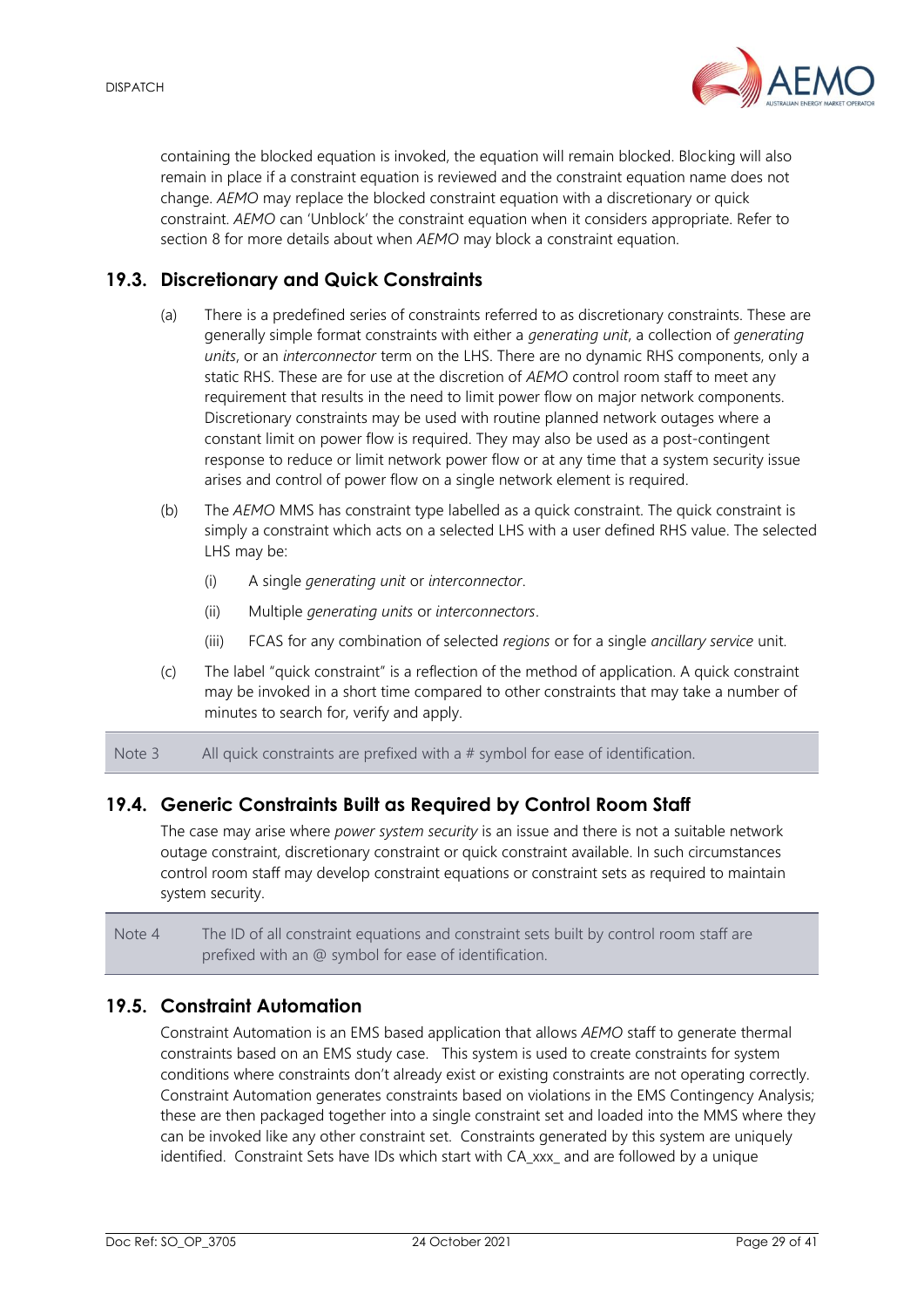containing the blocked equation is invoked, the equation will remain blocked. Blocking will also remain in place if a constraint equation is reviewed and the constraint equation name does not change. *AEMO* may replace the blocked constraint equation with a discretionary or quick constraint. *AEMO* can 'Unblock' the constraint equation when it considers appropriate. Refer to section 8 for more details about when *AEMO* may block a constraint equation.

## 19.3. Discretionary and Quick Constraints

(a) There is a predefined series of constraints referred to as discretionary constraints. These are generally simple format constraints with either a *generating unit*, a collection of *generating units*, or an *interconnector* term on the LHS. There are no dynamic RHS components, only a static RHS. These are for use at the discretion of *AEMO* control room staff to meet any requirement that results in the need to limit power flow on major network components. Discretionary constraints may be used with routine planned network outages where a constant limit on power flow is required. They may also be used as a post-contingent response to reduce or limit network power flow or at any time that a system security issue arises and control of power flow on a single network element is required.

(b) The *AEMO* MMS has constraint type labelled as a quick constraint. The quick constraint is simply a constraint which acts on a selected LHS with a user defined RHS value. The selected LHS may be:

  (i) A single *generating unit* or *interconnector*.

  (ii) Multiple *generating units* or *interconnectors*.

  (iii) FCAS for any combination of selected *regions* or for a single *ancillary service* unit.

(c) The label "quick constraint" is a reflection of the method of application. A quick constraint may be invoked in a short time compared to other constraints that may take a number of minutes to search for, verify and apply.

| Note 3 | All quick constraints are prefixed with a # symbol for ease of identification. |
|---|---|

## 19.4. Generic Constraints Built as Required by Control Room Staff

The case may arise where *power system security* is an issue and there is not a suitable network outage constraint, discretionary constraint or quick constraint available. In such circumstances control room staff may develop constraint equations or constraint sets as required to maintain system security.

| Note 4 | The ID of all constraint equations and constraint sets built by control room staff are prefixed with an @ symbol for ease of identification. |
|---|---|

## 19.5. Constraint Automation

Constraint Automation is an EMS based application that allows *AEMO* staff to generate thermal constraints based on an EMS study case. This system is used to create constraints for system conditions where constraints don't already exist or existing constraints are not operating correctly. Constraint Automation generates constraints based on violations in the EMS Contingency Analysis; these are then packaged together into a single constraint set and loaded into the MMS where they can be invoked like any other constraint set. Constraints generated by this system are uniquely identified. Constraint Sets have IDs which start with CA_xxx_ and are followed by a unique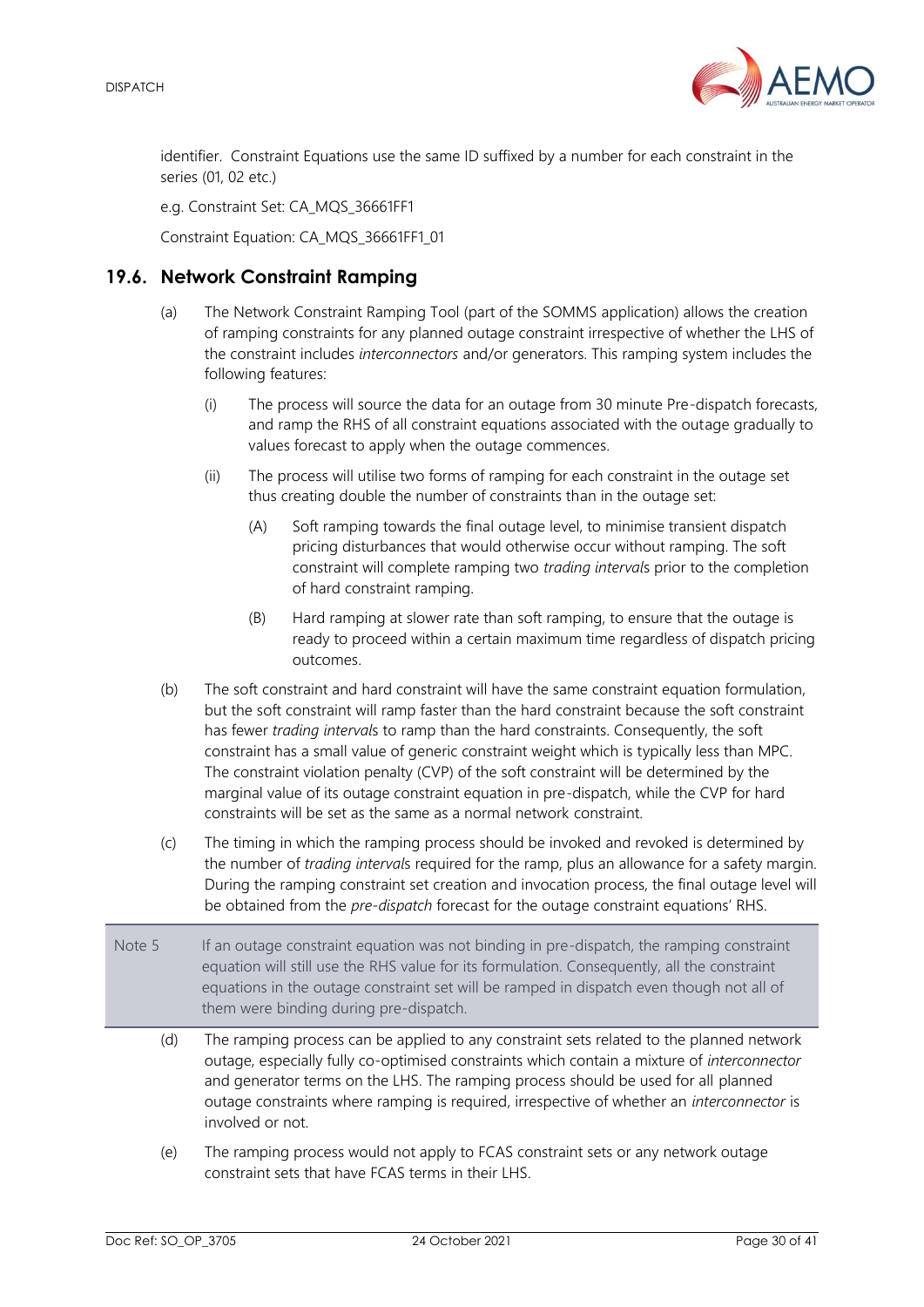identifier. Constraint Equations use the same ID suffixed by a number for each constraint in the series (01, 02 etc.)

e.g. Constraint Set: CA_MQS_36661FF1

Constraint Equation: CA_MQS_36661FF1_01

## 19.6. Network Constraint Ramping

(a) The Network Constraint Ramping Tool (part of the SOMMS application) allows the creation of ramping constraints for any planned outage constraint irrespective of whether the LHS of the constraint includes *interconnectors* and/or generators. This ramping system includes the following features:

   (i) The process will source the data for an outage from 30 minute Pre-dispatch forecasts, and ramp the RHS of all constraint equations associated with the outage gradually to values forecast to apply when the outage commences.

   (ii) The process will utilise two forms of ramping for each constraint in the outage set thus creating double the number of constraints than in the outage set:

      (A) Soft ramping towards the final outage level, to minimise transient dispatch pricing disturbances that would otherwise occur without ramping. The soft constraint will complete ramping two *trading interval*s prior to the completion of hard constraint ramping.

      (B) Hard ramping at slower rate than soft ramping, to ensure that the outage is ready to proceed within a certain maximum time regardless of dispatch pricing outcomes.

(b) The soft constraint and hard constraint will have the same constraint equation formulation, but the soft constraint will ramp faster than the hard constraint because the soft constraint has fewer *trading interval*s to ramp than the hard constraints. Consequently, the soft constraint has a small value of generic constraint weight which is typically less than MPC. The constraint violation penalty (CVP) of the soft constraint will be determined by the marginal value of its outage constraint equation in pre-dispatch, while the CVP for hard constraints will be set as the same as a normal network constraint.

(c) The timing in which the ramping process should be invoked and revoked is determined by the number of *trading interval*s required for the ramp, plus an allowance for a safety margin. During the ramping constraint set creation and invocation process, the final outage level will be obtained from the *pre-dispatch* forecast for the outage constraint equations' RHS.

| Note 5 | If an outage constraint equation was not binding in pre-dispatch, the ramping constraint equation will still use the RHS value for its formulation. Consequently, all the constraint equations in the outage constraint set will be ramped in dispatch even though not all of them were binding during pre-dispatch. |
|---|---|

(d) The ramping process can be applied to any constraint sets related to the planned network outage, especially fully co-optimised constraints which contain a mixture of *interconnector* and generator terms on the LHS. The ramping process should be used for all planned outage constraints where ramping is required, irrespective of whether an *interconnector* is involved or not.

(e) The ramping process would not apply to FCAS constraint sets or any network outage constraint sets that have FCAS terms in their LHS.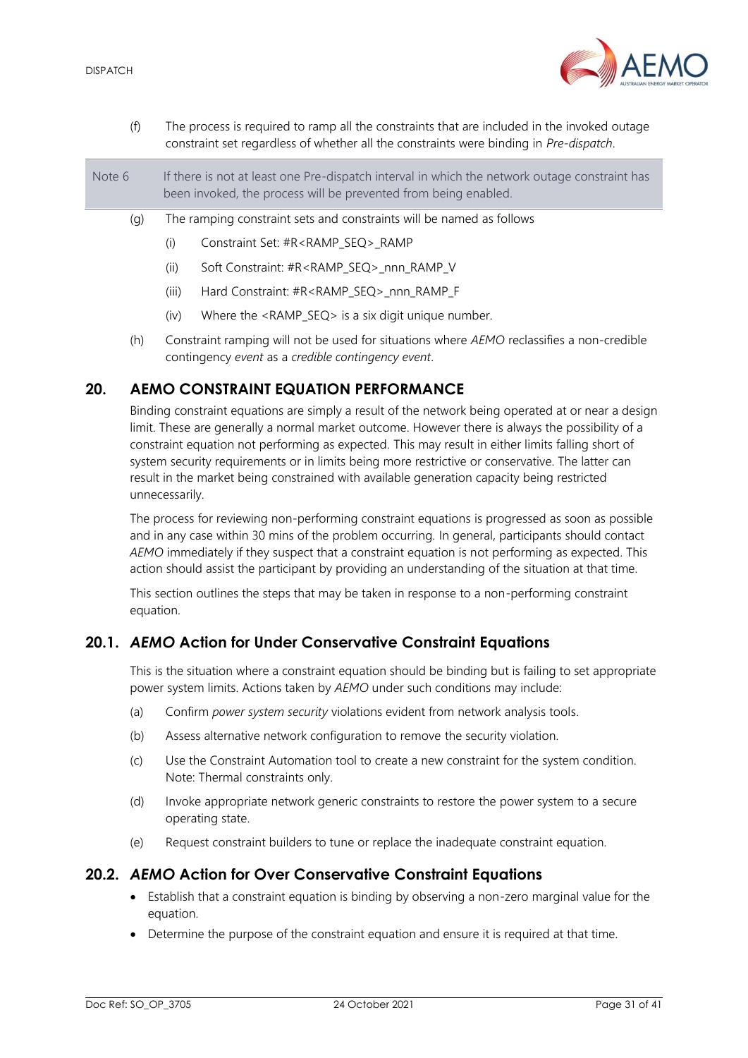(f) The process is required to ramp all the constraints that are included in the invoked outage constraint set regardless of whether all the constraints were binding in *Pre-dispatch*.

| Note 6 | If there is not at least one Pre-dispatch interval in which the network outage constraint has been invoked, the process will be prevented from being enabled. |
|---|---|

(g) The ramping constraint sets and constraints will be named as follows

- (i) Constraint Set: #R<RAMP_SEQ>_RAMP
- (ii) Soft Constraint: #R<RAMP_SEQ>_nnn_RAMP_V
- (iii) Hard Constraint: #R<RAMP_SEQ>_nnn_RAMP_F
- (iv) Where the <RAMP_SEQ> is a six digit unique number.

(h) Constraint ramping will not be used for situations where *AEMO* reclassifies a non-credible contingency *event* as a *credible contingency event*.

## 20. AEMO CONSTRAINT EQUATION PERFORMANCE

Binding constraint equations are simply a result of the network being operated at or near a design limit. These are generally a normal market outcome. However there is always the possibility of a constraint equation not performing as expected. This may result in either limits falling short of system security requirements or in limits being more restrictive or conservative. The latter can result in the market being constrained with available generation capacity being restricted unnecessarily.

The process for reviewing non-performing constraint equations is progressed as soon as possible and in any case within 30 mins of the problem occurring. In general, participants should contact *AEMO* immediately if they suspect that a constraint equation is not performing as expected. This action should assist the participant by providing an understanding of the situation at that time.

This section outlines the steps that may be taken in response to a non-performing constraint equation.

### 20.1. *AEMO* Action for Under Conservative Constraint Equations

This is the situation where a constraint equation should be binding but is failing to set appropriate power system limits. Actions taken by *AEMO* under such conditions may include:

(a) Confirm *power system security* violations evident from network analysis tools.

(b) Assess alternative network configuration to remove the security violation.

(c) Use the Constraint Automation tool to create a new constraint for the system condition. Note: Thermal constraints only.

(d) Invoke appropriate network generic constraints to restore the power system to a secure operating state.

(e) Request constraint builders to tune or replace the inadequate constraint equation.

### 20.2. *AEMO* Action for Over Conservative Constraint Equations

- Establish that a constraint equation is binding by observing a non-zero marginal value for the equation.
- Determine the purpose of the constraint equation and ensure it is required at that time.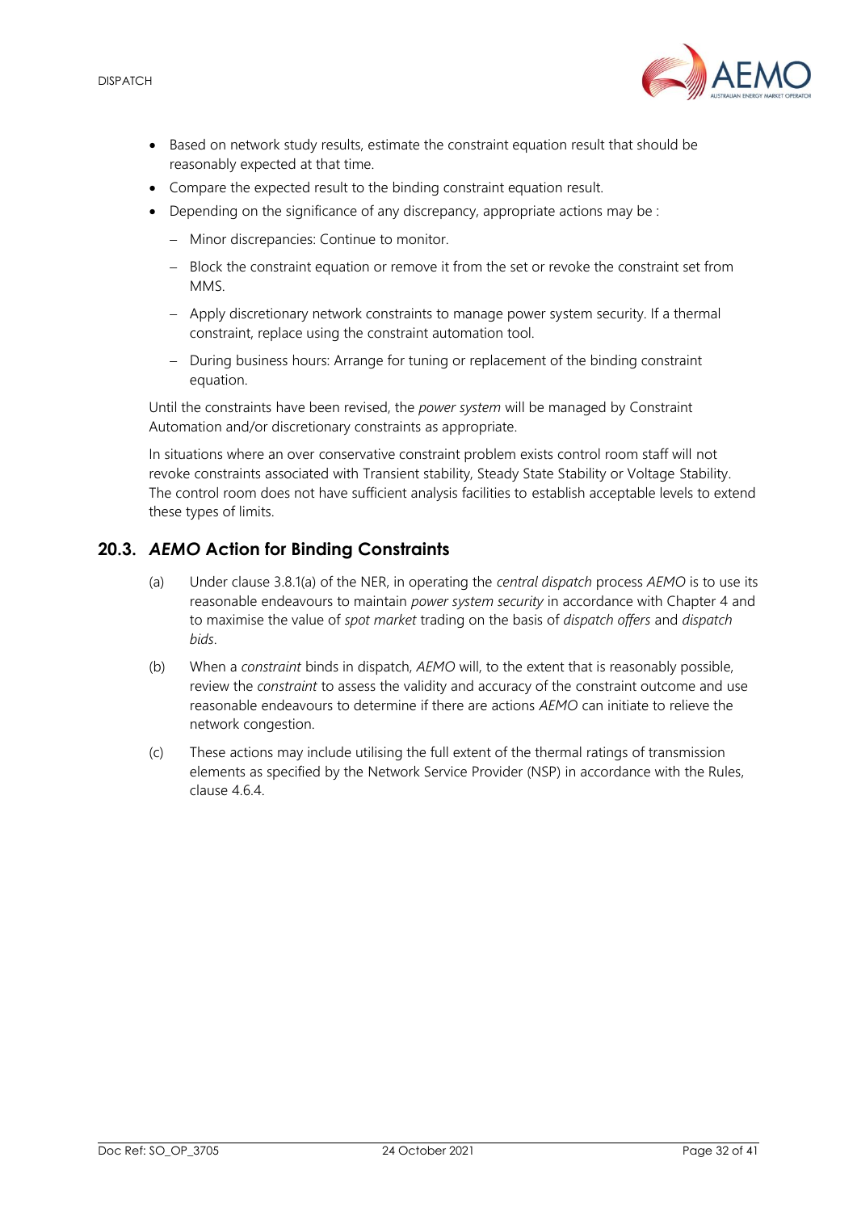- Based on network study results, estimate the constraint equation result that should be reasonably expected at that time.
- Compare the expected result to the binding constraint equation result.
- Depending on the significance of any discrepancy, appropriate actions may be :
  - Minor discrepancies: Continue to monitor.
  - Block the constraint equation or remove it from the set or revoke the constraint set from MMS.
  - Apply discretionary network constraints to manage power system security. If a thermal constraint, replace using the constraint automation tool.
  - During business hours: Arrange for tuning or replacement of the binding constraint equation.

Until the constraints have been revised, the *power system* will be managed by Constraint Automation and/or discretionary constraints as appropriate.

In situations where an over conservative constraint problem exists control room staff will not revoke constraints associated with Transient stability, Steady State Stability or Voltage Stability. The control room does not have sufficient analysis facilities to establish acceptable levels to extend these types of limits.

## 20.3. *AEMO* Action for Binding Constraints

(a) Under clause 3.8.1(a) of the NER, in operating the *central dispatch* process *AEMO* is to use its reasonable endeavours to maintain *power system security* in accordance with Chapter 4 and to maximise the value of *spot market* trading on the basis of *dispatch offers* and *dispatch bids*.

(b) When a *constraint* binds in dispatch, *AEMO* will, to the extent that is reasonably possible, review the *constraint* to assess the validity and accuracy of the constraint outcome and use reasonable endeavours to determine if there are actions *AEMO* can initiate to relieve the network congestion.

(c) These actions may include utilising the full extent of the thermal ratings of transmission elements as specified by the Network Service Provider (NSP) in accordance with the Rules, clause 4.6.4.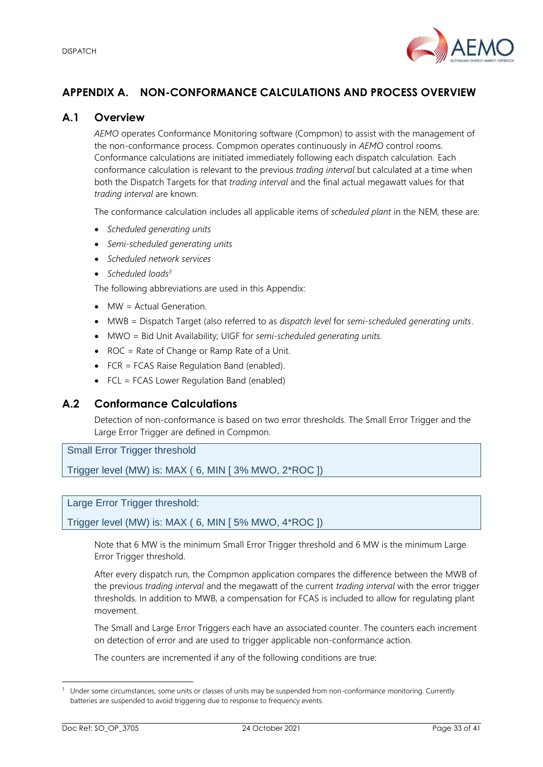# APPENDIX A. NON-CONFORMANCE CALCULATIONS AND PROCESS OVERVIEW

## A.1 Overview

*AEMO* operates Conformance Monitoring software (Compmon) to assist with the management of the non-conformance process. Compmon operates continuously in *AEMO* control rooms. Conformance calculations are initiated immediately following each dispatch calculation. Each conformance calculation is relevant to the previous *trading interval* but calculated at a time when both the Dispatch Targets for that *trading interval* and the final actual megawatt values for that *trading interval* are known.

The conformance calculation includes all applicable items of *scheduled plant* in the NEM, these are:

- *Scheduled generating units*
- *Semi-scheduled generating units*
- *Scheduled network services*
- *Scheduled loads*[3]

The following abbreviations are used in this Appendix:

- MW = Actual Generation.
- MWB = Dispatch Target (also referred to as *dispatch level* for *semi-scheduled generating units*.
- MWO = Bid Unit Availability; UIGF for *semi-scheduled generating units.*
- ROC = Rate of Change or Ramp Rate of a Unit.
- FCR = FCAS Raise Regulation Band (enabled).
- FCL = FCAS Lower Regulation Band (enabled)

## A.2 Conformance Calculations

Detection of non-conformance is based on two error thresholds. The Small Error Trigger and the Large Error Trigger are defined in Compmon.

| Small Error Trigger threshold |
| --- |
| Trigger level (MW) is: MAX ( 6, MIN [ 3% MWO, 2*ROC ]) |

| Large Error Trigger threshold: |
| --- |
| Trigger level (MW) is: MAX ( 6, MIN [ 5% MWO, 4*ROC ]) |

Note that 6 MW is the minimum Small Error Trigger threshold and 6 MW is the minimum Large Error Trigger threshold.

After every dispatch run, the Compmon application compares the difference between the MWB of the previous *trading interval* and the megawatt of the current *trading interval* with the error trigger thresholds. In addition to MWB, a compensation for FCAS is included to allow for regulating plant movement.

The Small and Large Error Triggers each have an associated counter. The counters each increment on detection of error and are used to trigger applicable non-conformance action.

The counters are incremented if any of the following conditions are true:

[3] Under some circumstances, some units or classes of units may be suspended from non-conformance monitoring. Currently batteries are suspended to avoid triggering due to response to frequency events.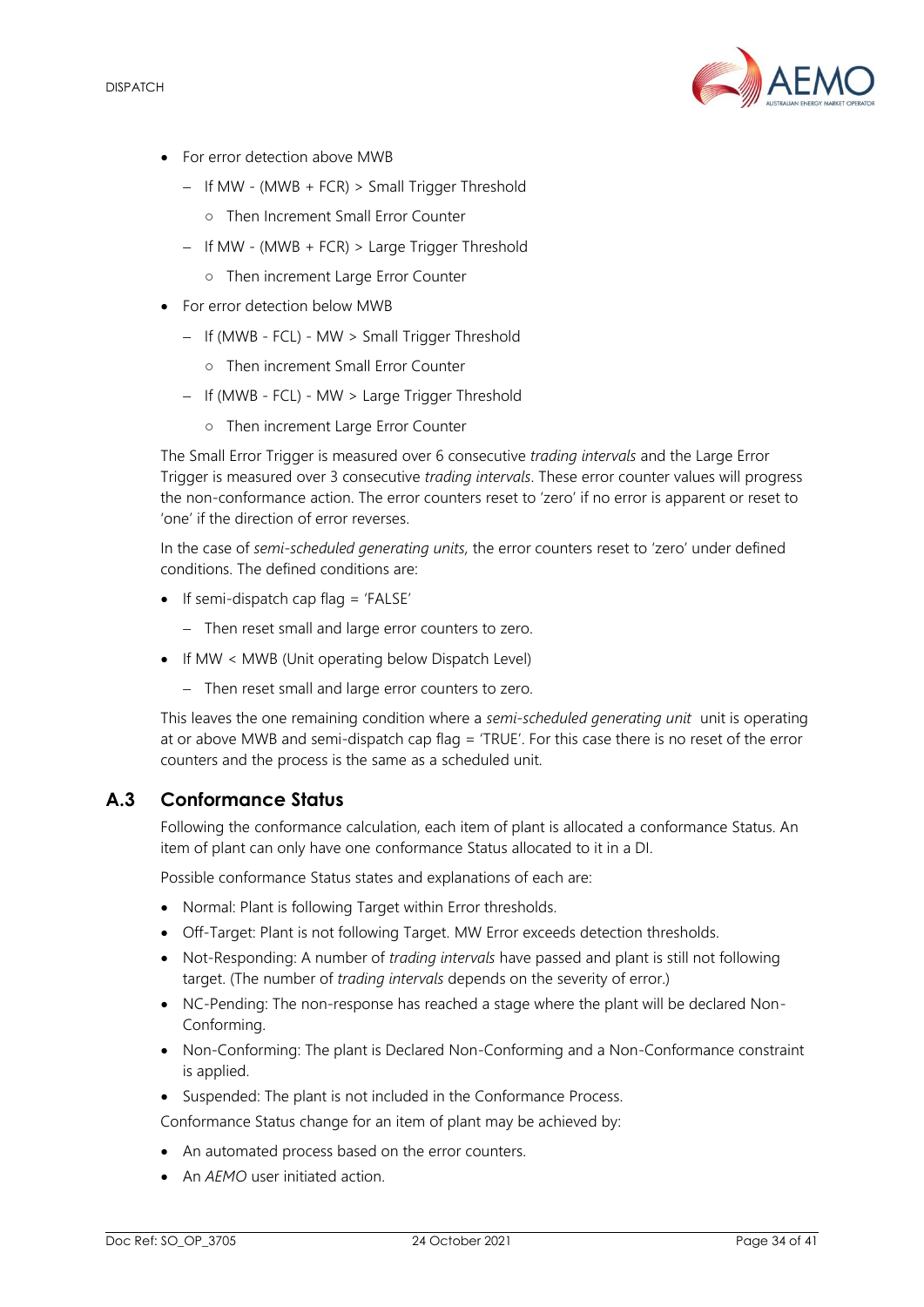- For error detection above MWB
  - If MW - (MWB + FCR) > Small Trigger Threshold
    - Then Increment Small Error Counter
  - If MW - (MWB + FCR) > Large Trigger Threshold
    - Then increment Large Error Counter
- For error detection below MWB
  - If (MWB - FCL) - MW > Small Trigger Threshold
    - Then increment Small Error Counter
  - If (MWB - FCL) - MW > Large Trigger Threshold
    - Then increment Large Error Counter

The Small Error Trigger is measured over 6 consecutive *trading intervals* and the Large Error Trigger is measured over 3 consecutive *trading intervals*. These error counter values will progress the non-conformance action. The error counters reset to 'zero' if no error is apparent or reset to 'one' if the direction of error reverses.

In the case of *semi-scheduled generating units*, the error counters reset to 'zero' under defined conditions. The defined conditions are:

- If semi-dispatch cap flag = 'FALSE'
  - Then reset small and large error counters to zero.
- If MW < MWB (Unit operating below Dispatch Level)
  - Then reset small and large error counters to zero.

This leaves the one remaining condition where a *semi-scheduled generating unit* unit is operating at or above MWB and semi-dispatch cap flag = 'TRUE'. For this case there is no reset of the error counters and the process is the same as a scheduled unit.

## A.3 Conformance Status

Following the conformance calculation, each item of plant is allocated a conformance Status. An item of plant can only have one conformance Status allocated to it in a DI.

Possible conformance Status states and explanations of each are:

- Normal: Plant is following Target within Error thresholds.
- Off-Target: Plant is not following Target. MW Error exceeds detection thresholds.
- Not-Responding: A number of *trading intervals* have passed and plant is still not following target. (The number of *trading intervals* depends on the severity of error.)
- NC-Pending: The non-response has reached a stage where the plant will be declared Non-Conforming.
- Non-Conforming: The plant is Declared Non-Conforming and a Non-Conformance constraint is applied.
- Suspended: The plant is not included in the Conformance Process.

Conformance Status change for an item of plant may be achieved by:

- An automated process based on the error counters.
- An *AEMO* user initiated action.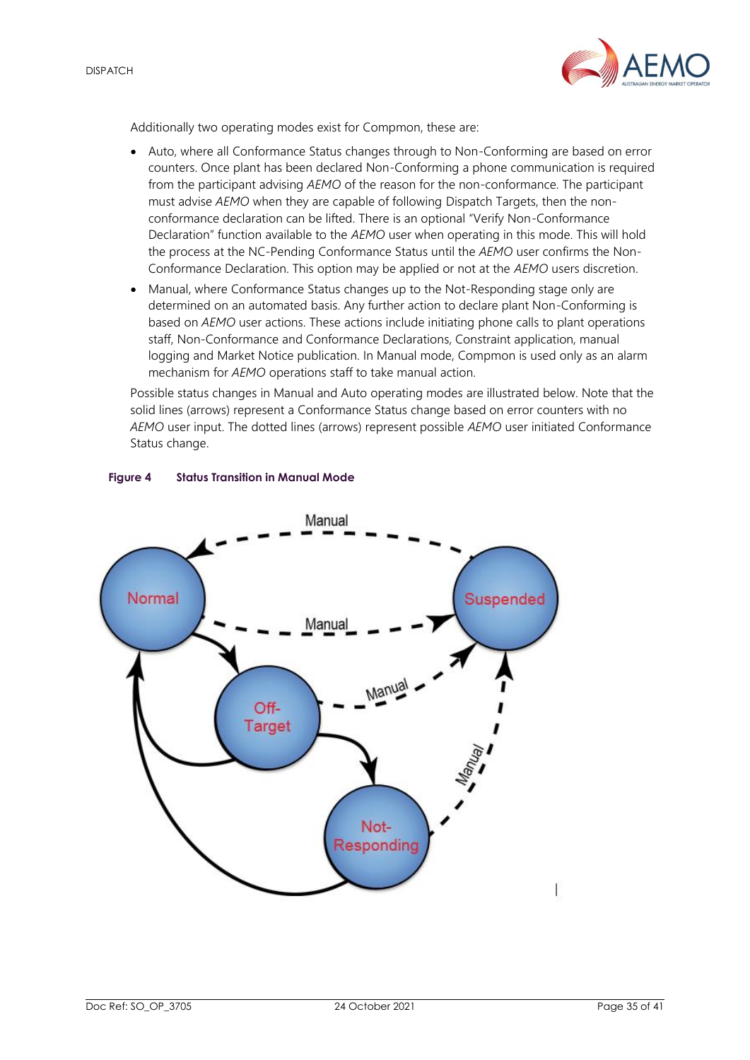Additionally two operating modes exist for Compmon, these are:

- Auto, where all Conformance Status changes through to Non-Conforming are based on error counters. Once plant has been declared Non-Conforming a phone communication is required from the participant advising *AEMO* of the reason for the non-conformance. The participant must advise *AEMO* when they are capable of following Dispatch Targets, then the non-conformance declaration can be lifted. There is an optional "Verify Non-Conformance Declaration" function available to the *AEMO* user when operating in this mode. This will hold the process at the NC-Pending Conformance Status until the *AEMO* user confirms the Non-Conformance Declaration. This option may be applied or not at the *AEMO* users discretion.
- Manual, where Conformance Status changes up to the Not-Responding stage only are determined on an automated basis. Any further action to declare plant Non-Conforming is based on *AEMO* user actions. These actions include initiating phone calls to plant operations staff, Non-Conformance and Conformance Declarations, Constraint application, manual logging and Market Notice publication. In Manual mode, Compmon is used only as an alarm mechanism for *AEMO* operations staff to take manual action.

Possible status changes in Manual and Auto operating modes are illustrated below. Note that the solid lines (arrows) represent a Conformance Status change based on error counters with no *AEMO* user input. The dotted lines (arrows) represent possible *AEMO* user initiated Conformance Status change.

**Figure 4 Status Transition in Manual Mode**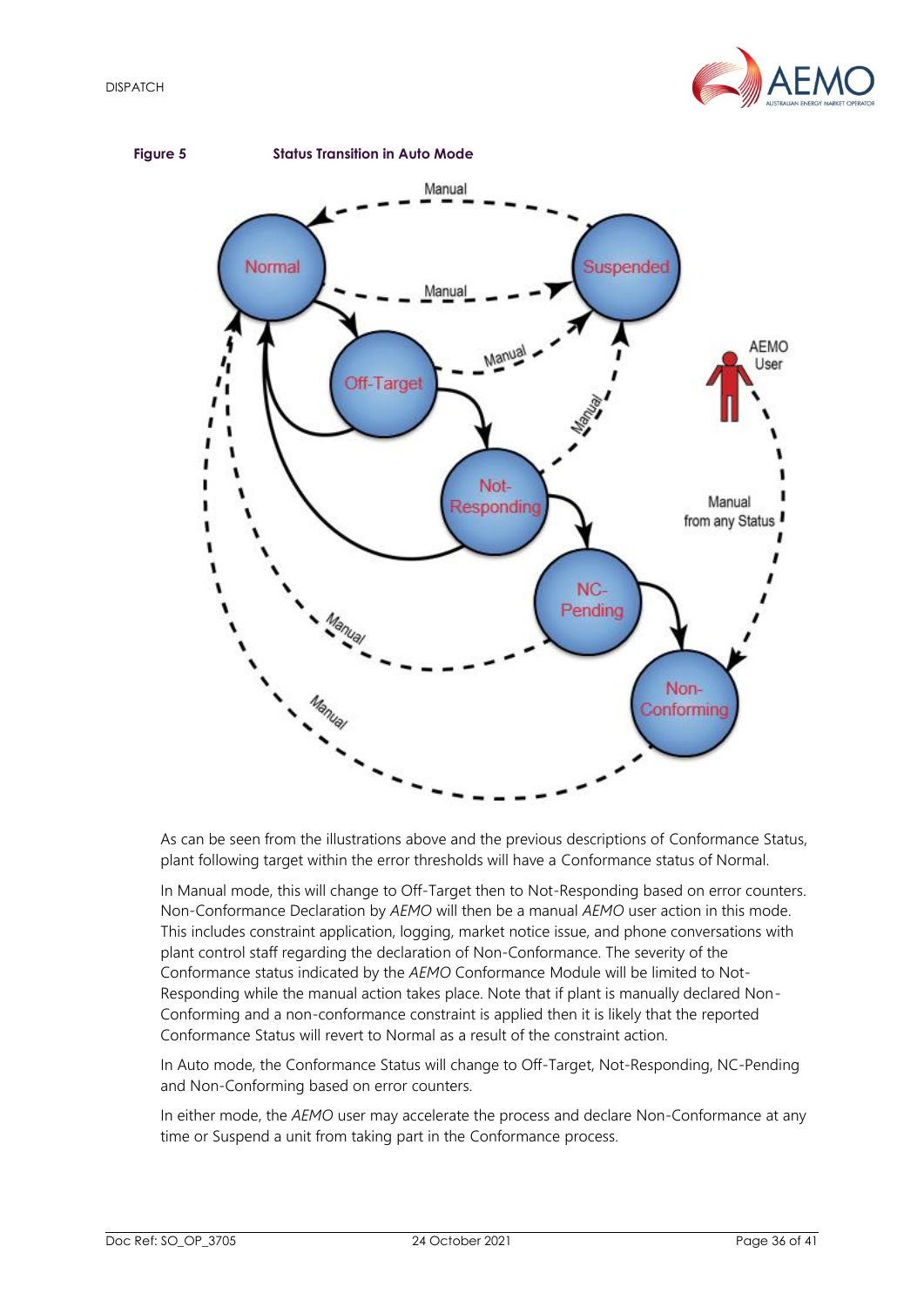**Figure 5 Status Transition in Auto Mode**

As can be seen from the illustrations above and the previous descriptions of Conformance Status, plant following target within the error thresholds will have a Conformance status of Normal.

In Manual mode, this will change to Off-Target then to Not-Responding based on error counters. Non-Conformance Declaration by *AEMO* will then be a manual *AEMO* user action in this mode. This includes constraint application, logging, market notice issue, and phone conversations with plant control staff regarding the declaration of Non-Conformance. The severity of the Conformance status indicated by the *AEMO* Conformance Module will be limited to Not-Responding while the manual action takes place. Note that if plant is manually declared Non-Conforming and a non-conformance constraint is applied then it is likely that the reported Conformance Status will revert to Normal as a result of the constraint action.

In Auto mode, the Conformance Status will change to Off-Target, Not-Responding, NC-Pending and Non-Conforming based on error counters.

In either mode, the *AEMO* user may accelerate the process and declare Non-Conformance at any time or Suspend a unit from taking part in the Conformance process.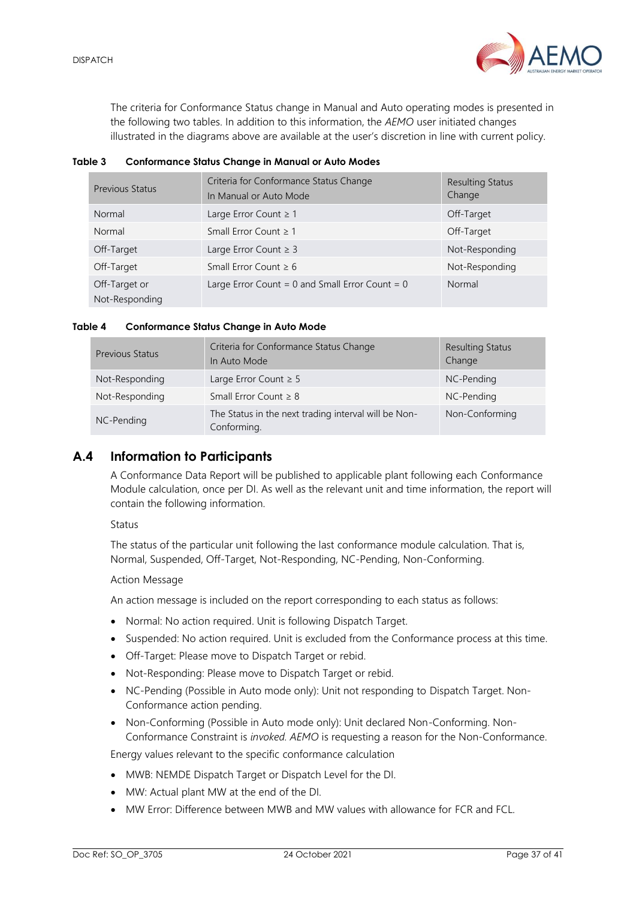The criteria for Conformance Status change in Manual and Auto operating modes is presented in the following two tables. In addition to this information, the *AEMO* user initiated changes illustrated in the diagrams above are available at the user's discretion in line with current policy.

**Table 3 Conformance Status Change in Manual or Auto Modes**

| Previous Status | Criteria for Conformance Status Change In Manual or Auto Mode | Resulting Status Change |
|---|---|---|
| Normal | Large Error Count ≥ 1 | Off-Target |
| Normal | Small Error Count ≥ 1 | Off-Target |
| Off-Target | Large Error Count ≥ 3 | Not-Responding |
| Off-Target | Small Error Count ≥ 6 | Not-Responding |
| Off-Target or Not-Responding | Large Error Count = 0 and Small Error Count = 0 | Normal |

**Table 4 Conformance Status Change in Auto Mode**

| Previous Status | Criteria for Conformance Status Change In Auto Mode | Resulting Status Change |
|---|---|---|
| Not-Responding | Large Error Count ≥ 5 | NC-Pending |
| Not-Responding | Small Error Count ≥ 8 | NC-Pending |
| NC-Pending | The Status in the next trading interval will be Non-Conforming. | Non-Conforming |

## A.4 Information to Participants

A Conformance Data Report will be published to applicable plant following each Conformance Module calculation, once per DI. As well as the relevant unit and time information, the report will contain the following information.

Status

The status of the particular unit following the last conformance module calculation. That is, Normal, Suspended, Off-Target, Not-Responding, NC-Pending, Non-Conforming.

Action Message

An action message is included on the report corresponding to each status as follows:

- Normal: No action required. Unit is following Dispatch Target.
- Suspended: No action required. Unit is excluded from the Conformance process at this time.
- Off-Target: Please move to Dispatch Target or rebid.
- Not-Responding: Please move to Dispatch Target or rebid.
- NC-Pending (Possible in Auto mode only): Unit not responding to Dispatch Target. Non-Conformance action pending.
- Non-Conforming (Possible in Auto mode only): Unit declared Non-Conforming. Non-Conformance Constraint is *invoked*. *AEMO* is requesting a reason for the Non-Conformance.

Energy values relevant to the specific conformance calculation

- MWB: NEMDE Dispatch Target or Dispatch Level for the DI.
- MW: Actual plant MW at the end of the DI.
- MW Error: Difference between MWB and MW values with allowance for FCR and FCL.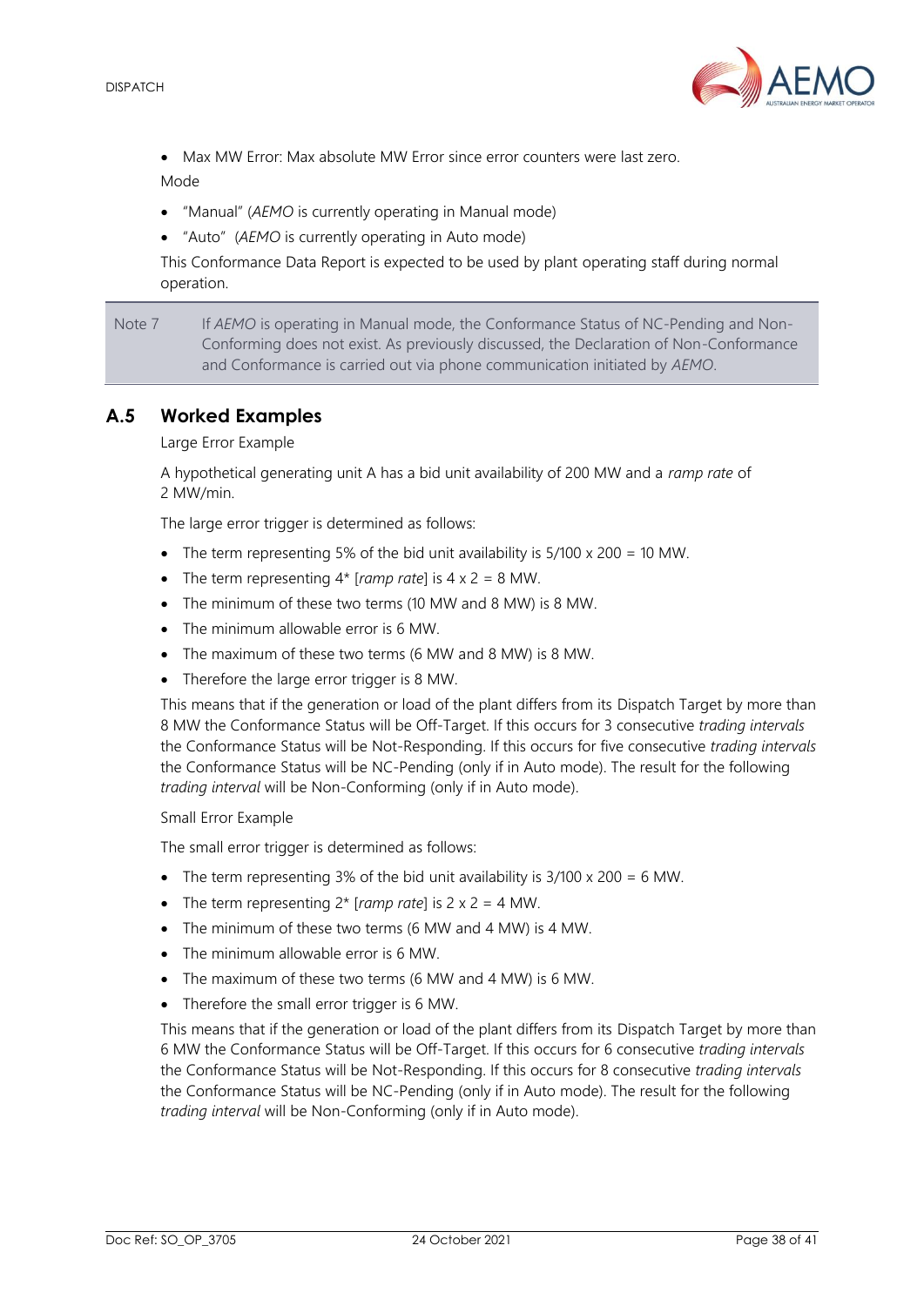- Max MW Error: Max absolute MW Error since error counters were last zero.

Mode

- "Manual" (*AEMO* is currently operating in Manual mode)
- "Auto" (*AEMO* is currently operating in Auto mode)

This Conformance Data Report is expected to be used by plant operating staff during normal operation.

| Note 7 | If *AEMO* is operating in Manual mode, the Conformance Status of NC-Pending and Non-Conforming does not exist. As previously discussed, the Declaration of Non-Conformance and Conformance is carried out via phone communication initiated by *AEMO*. |
|---|---|

## A.5 Worked Examples

Large Error Example

A hypothetical generating unit A has a bid unit availability of 200 MW and a *ramp rate* of 2 MW/min.

The large error trigger is determined as follows:

- The term representing 5% of the bid unit availability is 5/100 x 200 = 10 MW.
- The term representing 4* [*ramp rate*] is 4 x 2 = 8 MW.
- The minimum of these two terms (10 MW and 8 MW) is 8 MW.
- The minimum allowable error is 6 MW.
- The maximum of these two terms (6 MW and 8 MW) is 8 MW.
- Therefore the large error trigger is 8 MW.

This means that if the generation or load of the plant differs from its Dispatch Target by more than 8 MW the Conformance Status will be Off-Target. If this occurs for 3 consecutive *trading intervals* the Conformance Status will be Not-Responding. If this occurs for five consecutive *trading intervals* the Conformance Status will be NC-Pending (only if in Auto mode). The result for the following *trading interval* will be Non-Conforming (only if in Auto mode).

Small Error Example

The small error trigger is determined as follows:

- The term representing 3% of the bid unit availability is 3/100 x 200 = 6 MW.
- The term representing 2* [*ramp rate*] is 2 x 2 = 4 MW.
- The minimum of these two terms (6 MW and 4 MW) is 4 MW.
- The minimum allowable error is 6 MW.
- The maximum of these two terms (6 MW and 4 MW) is 6 MW.
- Therefore the small error trigger is 6 MW.

This means that if the generation or load of the plant differs from its Dispatch Target by more than 6 MW the Conformance Status will be Off-Target. If this occurs for 6 consecutive *trading intervals* the Conformance Status will be Not-Responding. If this occurs for 8 consecutive *trading intervals* the Conformance Status will be NC-Pending (only if in Auto mode). The result for the following *trading interval* will be Non-Conforming (only if in Auto mode).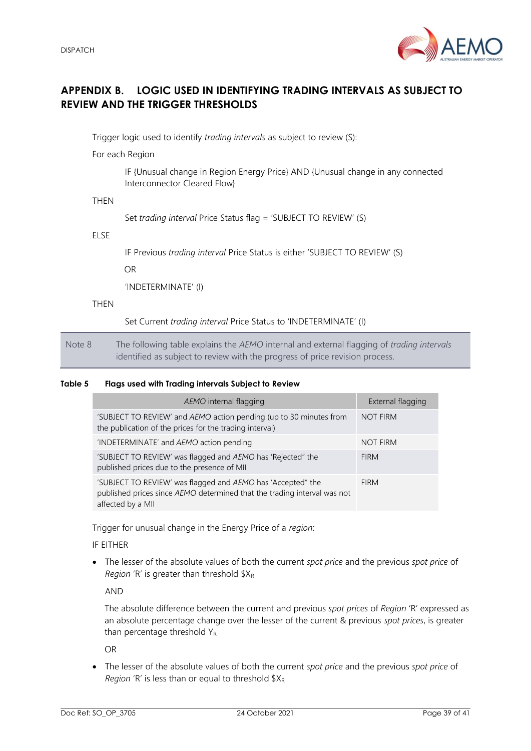# APPENDIX B. LOGIC USED IN IDENTIFYING TRADING INTERVALS AS SUBJECT TO REVIEW AND THE TRIGGER THRESHOLDS

Trigger logic used to identify *trading intervals* as subject to review (S):

For each Region

> IF {Unusual change in Region Energy Price} AND {Unusual change in any connected Interconnector Cleared Flow}

THEN

> Set *trading interval* Price Status flag = 'SUBJECT TO REVIEW' (S)

ELSE

> IF Previous *trading interval* Price Status is either 'SUBJECT TO REVIEW' (S)
>
> OR
>
> 'INDETERMINATE' (I)

THEN

> Set Current *trading interval* Price Status to 'INDETERMINATE' (I)

| Note 8 | The following table explains the *AEMO* internal and external flagging of *trading intervals* identified as subject to review with the progress of price revision process. |
|---|---|

**Table 5 Flags used with Trading intervals Subject to Review**

| *AEMO* internal flagging | External flagging |
|---|---|
| 'SUBJECT TO REVIEW' and *AEMO* action pending (up to 30 minutes from the publication of the prices for the trading interval) | NOT FIRM |
| 'INDETERMINATE' and *AEMO* action pending | NOT FIRM |
| 'SUBJECT TO REVIEW' was flagged and *AEMO* has 'Rejected" the published prices due to the presence of MII | FIRM |
| 'SUBJECT TO REVIEW' was flagged and *AEMO* has 'Accepted" the published prices since *AEMO* determined that the trading interval was not affected by a MII | FIRM |

Trigger for unusual change in the Energy Price of a *region*:

IF EITHER

- The lesser of the absolute values of both the current *spot price* and the previous *spot price* of *Region* 'R' is greater than threshold $\$X_R$

  AND

  The absolute difference between the current and previous *spot prices* of *Region* 'R' expressed as an absolute percentage change over the lesser of the current & previous *spot prices*, is greater than percentage threshold $Y_R$

  OR

- The lesser of the absolute values of both the current *spot price* and the previous *spot price* of *Region* 'R' is less than or equal to threshold $\$X_R$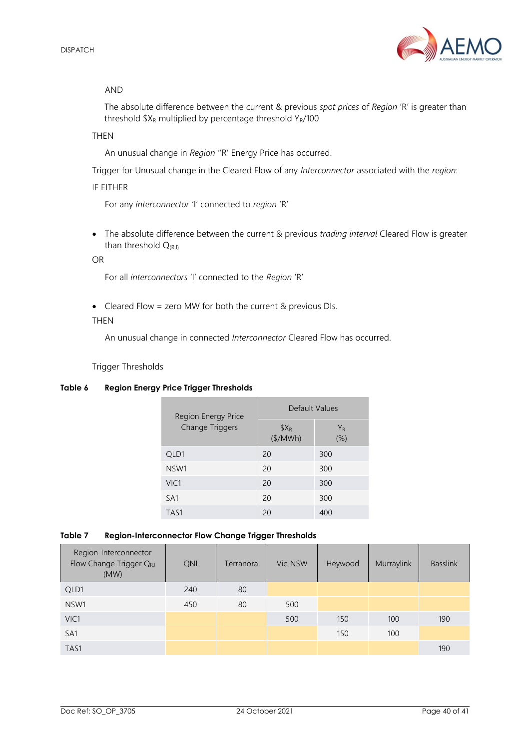AND

The absolute difference between the current & previous *spot prices* of *Region* 'R' is greater than threshold $\$X_R$ multiplied by percentage threshold $Y_R/100$

THEN

An unusual change in *Region* ''R' Energy Price has occurred.

Trigger for Unusual change in the Cleared Flow of any *Interconnector* associated with the *region*:

IF EITHER

For any *interconnector* 'I' connected to *region* 'R'

- The absolute difference between the current & previous *trading interval* Cleared Flow is greater than threshold $Q_{(R,I)}$

OR

For all *interconnectors* 'I' connected to the *Region* 'R'

- Cleared Flow = zero MW for both the current & previous DIs.

THEN

An unusual change in connected *Interconnector* Cleared Flow has occurred.

Trigger Thresholds

**Table 6 Region Energy Price Trigger Thresholds**

| Region Energy Price Change Triggers | Default Values | |
|---|---|---|
| | $\$X_R$ (\$/MWh) | $Y_R$ (%) |
| QLD1 | 20 | 300 |
| NSW1 | 20 | 300 |
| VIC1 | 20 | 300 |
| SA1 | 20 | 300 |
| TAS1 | 20 | 400 |

**Table 7 Region-Interconnector Flow Change Trigger Thresholds**

| Region-Interconnector Flow Change Trigger $Q_{R,I}$ (MW) | QNI | Terranora | Vic-NSW | Heywood | Murraylink | Basslink |
|---|---|---|---|---|---|---|
| QLD1 | 240 | 80 | | | | |
| NSW1 | 450 | 80 | 500 | | | |
| VIC1 | | | 500 | 150 | 100 | 190 |
| SA1 | | | | 150 | 100 | |
| TAS1 | | | | | | 190 |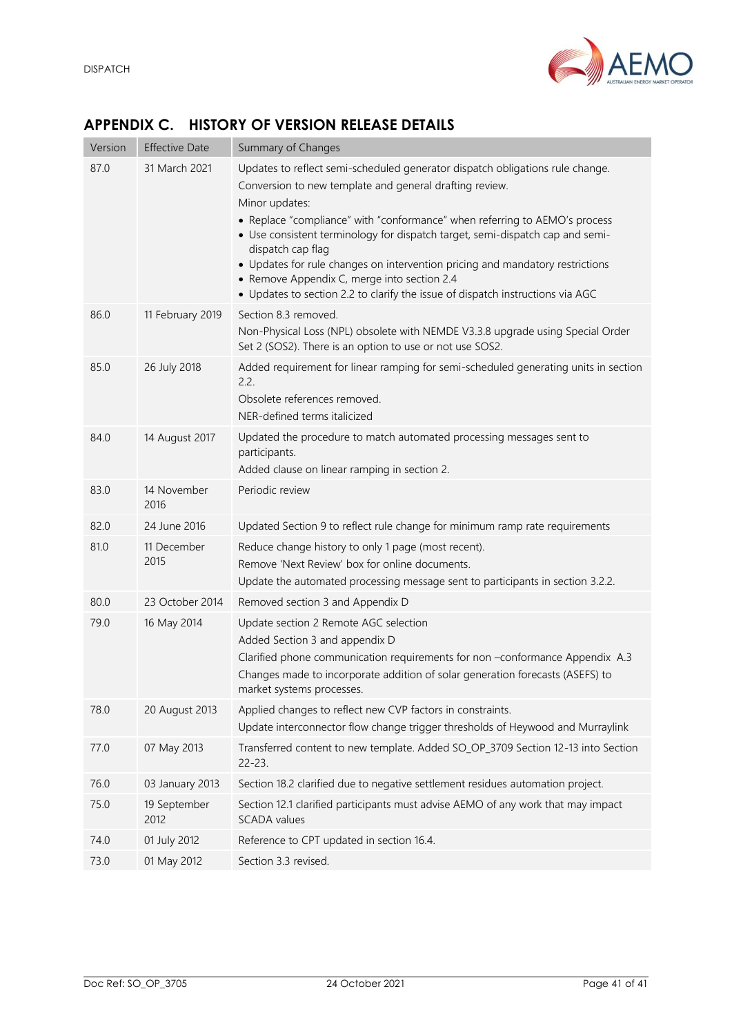## APPENDIX C. HISTORY OF VERSION RELEASE DETAILS

| Version | Effective Date | Summary of Changes |
|---|---|---|
| 87.0 | 31 March 2021 | Updates to reflect semi-scheduled generator dispatch obligations rule change.<br>Conversion to new template and general drafting review.<br>Minor updates:<br>• Replace "compliance" with "conformance" when referring to AEMO's process<br>• Use consistent terminology for dispatch target, semi-dispatch cap and semi-dispatch cap flag<br>• Updates for rule changes on intervention pricing and mandatory restrictions<br>• Remove Appendix C, merge into section 2.4<br>• Updates to section 2.2 to clarify the issue of dispatch instructions via AGC |
| 86.0 | 11 February 2019 | Section 8.3 removed.<br>Non-Physical Loss (NPL) obsolete with NEMDE V3.3.8 upgrade using Special Order Set 2 (SOS2). There is an option to use or not use SOS2. |
| 85.0 | 26 July 2018 | Added requirement for linear ramping for semi-scheduled generating units in section 2.2.<br>Obsolete references removed.<br>NER-defined terms italicized |
| 84.0 | 14 August 2017 | Updated the procedure to match automated processing messages sent to participants.<br>Added clause on linear ramping in section 2. |
| 83.0 | 14 November 2016 | Periodic review |
| 82.0 | 24 June 2016 | Updated Section 9 to reflect rule change for minimum ramp rate requirements |
| 81.0 | 11 December 2015 | Reduce change history to only 1 page (most recent).<br>Remove 'Next Review' box for online documents.<br>Update the automated processing message sent to participants in section 3.2.2. |
| 80.0 | 23 October 2014 | Removed section 3 and Appendix D |
| 79.0 | 16 May 2014 | Update section 2 Remote AGC selection<br>Added Section 3 and appendix D<br>Clarified phone communication requirements for non –conformance Appendix A.3<br>Changes made to incorporate addition of solar generation forecasts (ASEFS) to market systems processes. |
| 78.0 | 20 August 2013 | Applied changes to reflect new CVP factors in constraints.<br>Update interconnector flow change trigger thresholds of Heywood and Murraylink |
| 77.0 | 07 May 2013 | Transferred content to new template. Added SO_OP_3709 Section 12-13 into Section 22-23. |
| 76.0 | 03 January 2013 | Section 18.2 clarified due to negative settlement residues automation project. |
| 75.0 | 19 September 2012 | Section 12.1 clarified participants must advise AEMO of any work that may impact SCADA values |
| 74.0 | 01 July 2012 | Reference to CPT updated in section 16.4. |
| 73.0 | 01 May 2012 | Section 3.3 revised. |